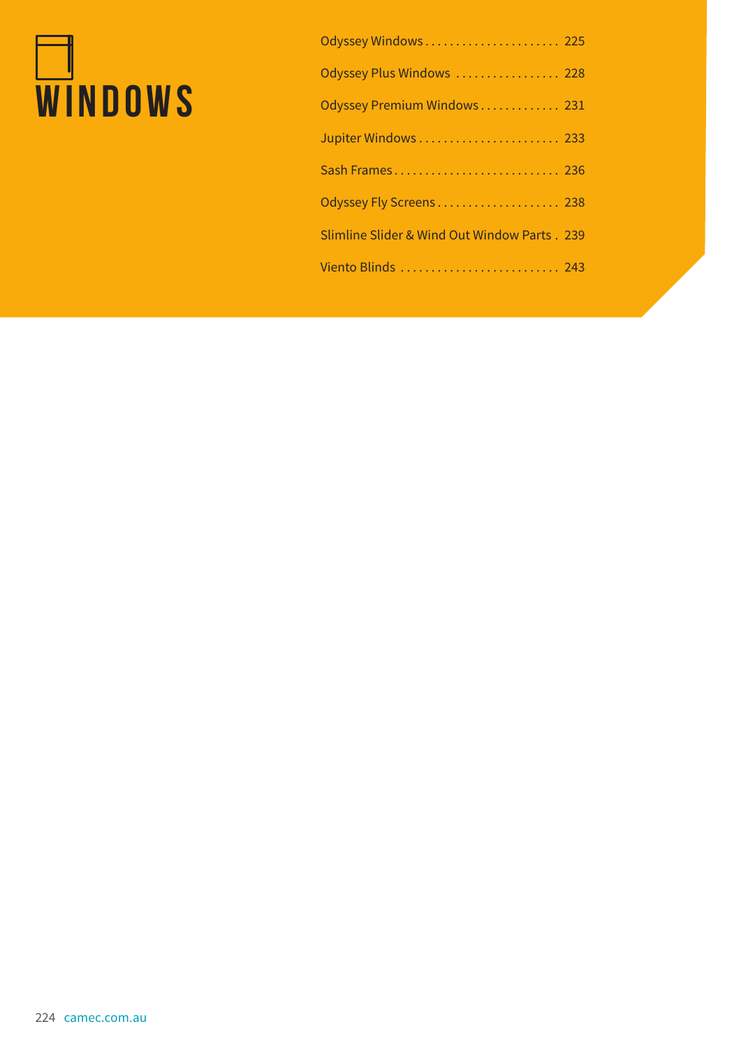# WINDOWS

| | |
|---|---|
| Odyssey Windows | 225 |
| Odyssey Plus Windows | 228 |
| Odyssey Premium Windows | 231 |
| Jupiter Windows | 233 |
| Sash Frames | 236 |
| Odyssey Fly Screens | 238 |
| Slimline Slider & Wind Out Window Parts | 239 |
| Viento Blinds | 243 |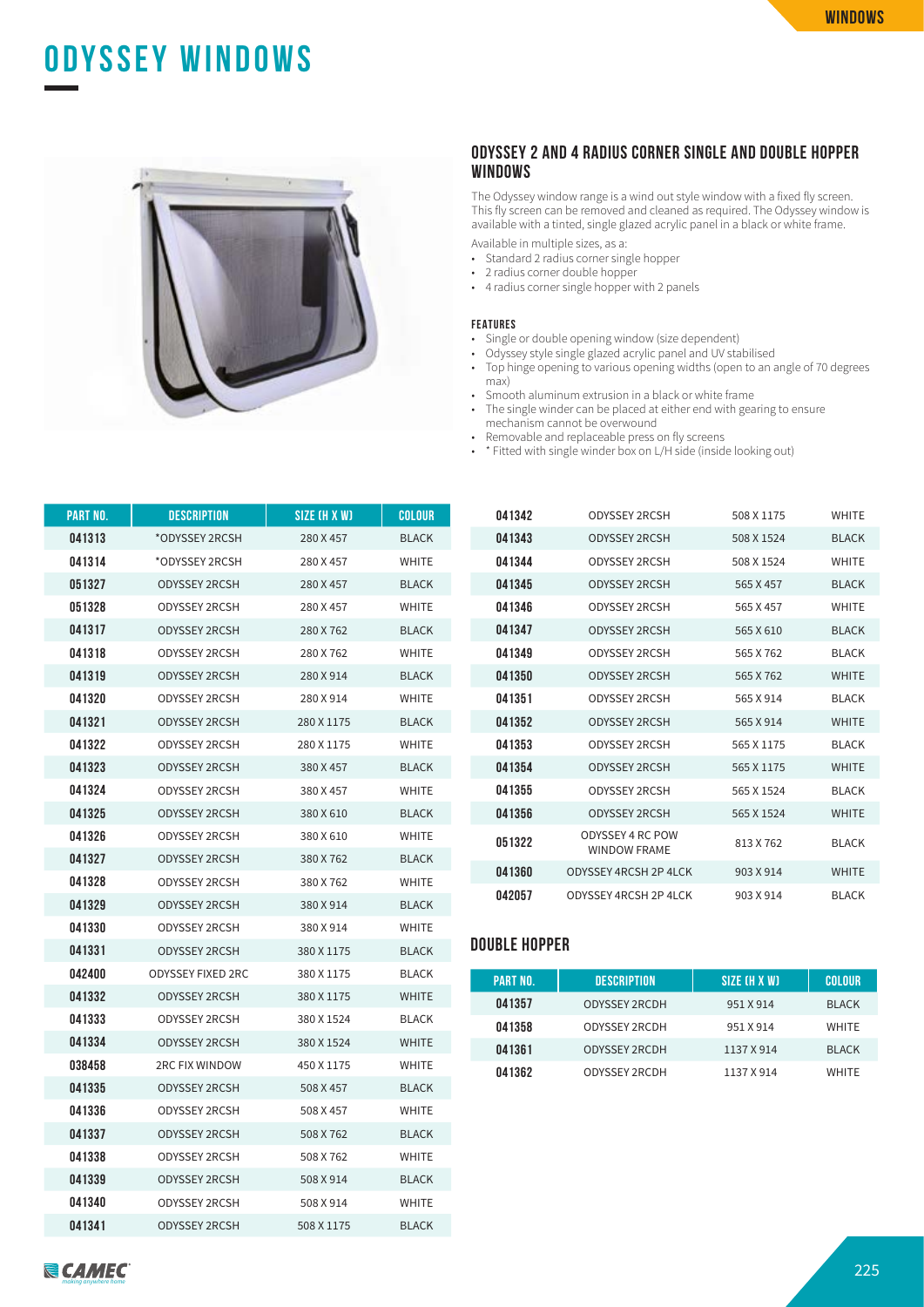# ODYSSEY WINDOWS

## ODYSSEY 2 AND 4 RADIUS CORNER SINGLE AND DOUBLE HOPPER WINDOWS

The Odyssey window range is a wind out style window with a fixed fly screen. This fly screen can be removed and cleaned as required. The Odyssey window is available with a tinted, single glazed acrylic panel in a black or white frame.

Available in multiple sizes, as a:

- Standard 2 radius corner single hopper
- 2 radius corner double hopper
- 4 radius corner single hopper with 2 panels

### FEATURES

- Single or double opening window (size dependent)
- Odyssey style single glazed acrylic panel and UV stabilised
- Top hinge opening to various opening widths (open to an angle of 70 degrees max)
- Smooth aluminum extrusion in a black or white frame
- The single winder can be placed at either end with gearing to ensure mechanism cannot be overwound
- Removable and replaceable press on fly screens
- * Fitted with single winder box on L/H side (inside looking out)

| PART NO. | DESCRIPTION | SIZE (H X W) | COLOUR |
|---|---|---|---|
| 041313 | *ODYSSEY 2RCSH | 280 X 457 | BLACK |
| 041314 | *ODYSSEY 2RCSH | 280 X 457 | WHITE |
| 051327 | ODYSSEY 2RCSH | 280 X 457 | BLACK |
| 051328 | ODYSSEY 2RCSH | 280 X 457 | WHITE |
| 041317 | ODYSSEY 2RCSH | 280 X 762 | BLACK |
| 041318 | ODYSSEY 2RCSH | 280 X 762 | WHITE |
| 041319 | ODYSSEY 2RCSH | 280 X 914 | BLACK |
| 041320 | ODYSSEY 2RCSH | 280 X 914 | WHITE |
| 041321 | ODYSSEY 2RCSH | 280 X 1175 | BLACK |
| 041322 | ODYSSEY 2RCSH | 280 X 1175 | WHITE |
| 041323 | ODYSSEY 2RCSH | 380 X 457 | BLACK |
| 041324 | ODYSSEY 2RCSH | 380 X 457 | WHITE |
| 041325 | ODYSSEY 2RCSH | 380 X 610 | BLACK |
| 041326 | ODYSSEY 2RCSH | 380 X 610 | WHITE |
| 041327 | ODYSSEY 2RCSH | 380 X 762 | BLACK |
| 041328 | ODYSSEY 2RCSH | 380 X 762 | WHITE |
| 041329 | ODYSSEY 2RCSH | 380 X 914 | BLACK |
| 041330 | ODYSSEY 2RCSH | 380 X 914 | WHITE |
| 041331 | ODYSSEY 2RCSH | 380 X 1175 | BLACK |
| 042400 | ODYSSEY FIXED 2RC | 380 X 1175 | BLACK |
| 041332 | ODYSSEY 2RCSH | 380 X 1175 | WHITE |
| 041333 | ODYSSEY 2RCSH | 380 X 1524 | BLACK |
| 041334 | ODYSSEY 2RCSH | 380 X 1524 | WHITE |
| 038458 | 2RC FIX WINDOW | 450 X 1175 | WHITE |
| 041335 | ODYSSEY 2RCSH | 508 X 457 | BLACK |
| 041336 | ODYSSEY 2RCSH | 508 X 457 | WHITE |
| 041337 | ODYSSEY 2RCSH | 508 X 762 | BLACK |
| 041338 | ODYSSEY 2RCSH | 508 X 762 | WHITE |
| 041339 | ODYSSEY 2RCSH | 508 X 914 | BLACK |
| 041340 | ODYSSEY 2RCSH | 508 X 914 | WHITE |
| 041341 | ODYSSEY 2RCSH | 508 X 1175 | BLACK |
| 041342 | ODYSSEY 2RCSH | 508 X 1175 | WHITE |
| 041343 | ODYSSEY 2RCSH | 508 X 1524 | BLACK |
| 041344 | ODYSSEY 2RCSH | 508 X 1524 | WHITE |
| 041345 | ODYSSEY 2RCSH | 565 X 457 | BLACK |
| 041346 | ODYSSEY 2RCSH | 565 X 457 | WHITE |
| 041347 | ODYSSEY 2RCSH | 565 X 610 | BLACK |
| 041349 | ODYSSEY 2RCSH | 565 X 762 | BLACK |
| 041350 | ODYSSEY 2RCSH | 565 X 762 | WHITE |
| 041351 | ODYSSEY 2RCSH | 565 X 914 | BLACK |
| 041352 | ODYSSEY 2RCSH | 565 X 914 | WHITE |
| 041353 | ODYSSEY 2RCSH | 565 X 1175 | BLACK |
| 041354 | ODYSSEY 2RCSH | 565 X 1175 | WHITE |
| 041355 | ODYSSEY 2RCSH | 565 X 1524 | BLACK |
| 041356 | ODYSSEY 2RCSH | 565 X 1524 | WHITE |
| 051322 | ODYSSEY 4 RC POW WINDOW FRAME | 813 X 762 | BLACK |
| 041360 | ODYSSEY 4RCSH 2P 4LCK | 903 X 914 | WHITE |
| 042057 | ODYSSEY 4RCSH 2P 4LCK | 903 X 914 | BLACK |

## DOUBLE HOPPER

| PART NO. | DESCRIPTION | SIZE (H X W) | COLOUR |
|---|---|---|---|
| 041357 | ODYSSEY 2RCDH | 951 X 914 | BLACK |
| 041358 | ODYSSEY 2RCDH | 951 X 914 | WHITE |
| 041361 | ODYSSEY 2RCDH | 1137 X 914 | BLACK |
| 041362 | ODYSSEY 2RCDH | 1137 X 914 | WHITE |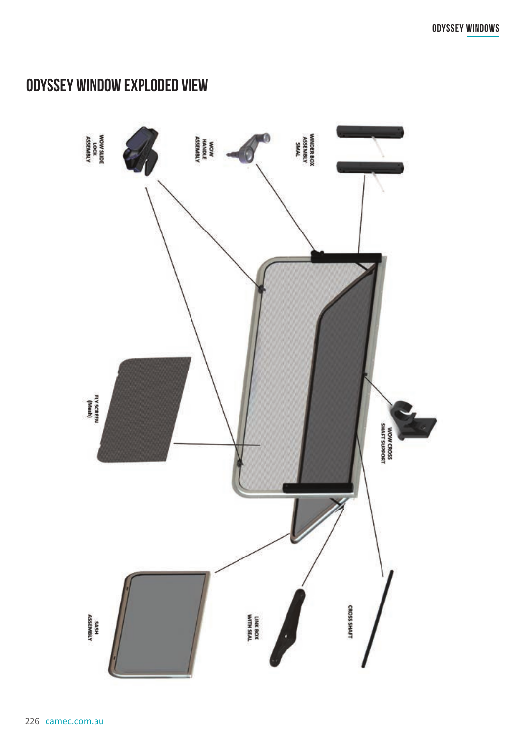# ODYSSEY WINDOW EXPLODED VIEW

WOW SLIDE LOCK ASSEMBLY

WOW HANDLE ASSEMBLY

WINDER BOX ASSEMBLY SMAL

FLY SCREEN (Mesh)

WOW CROSS SHAFT SUPPORT

SASH ASSEMBLY

LINK BOX WITH SEAL

CROSS SHAFT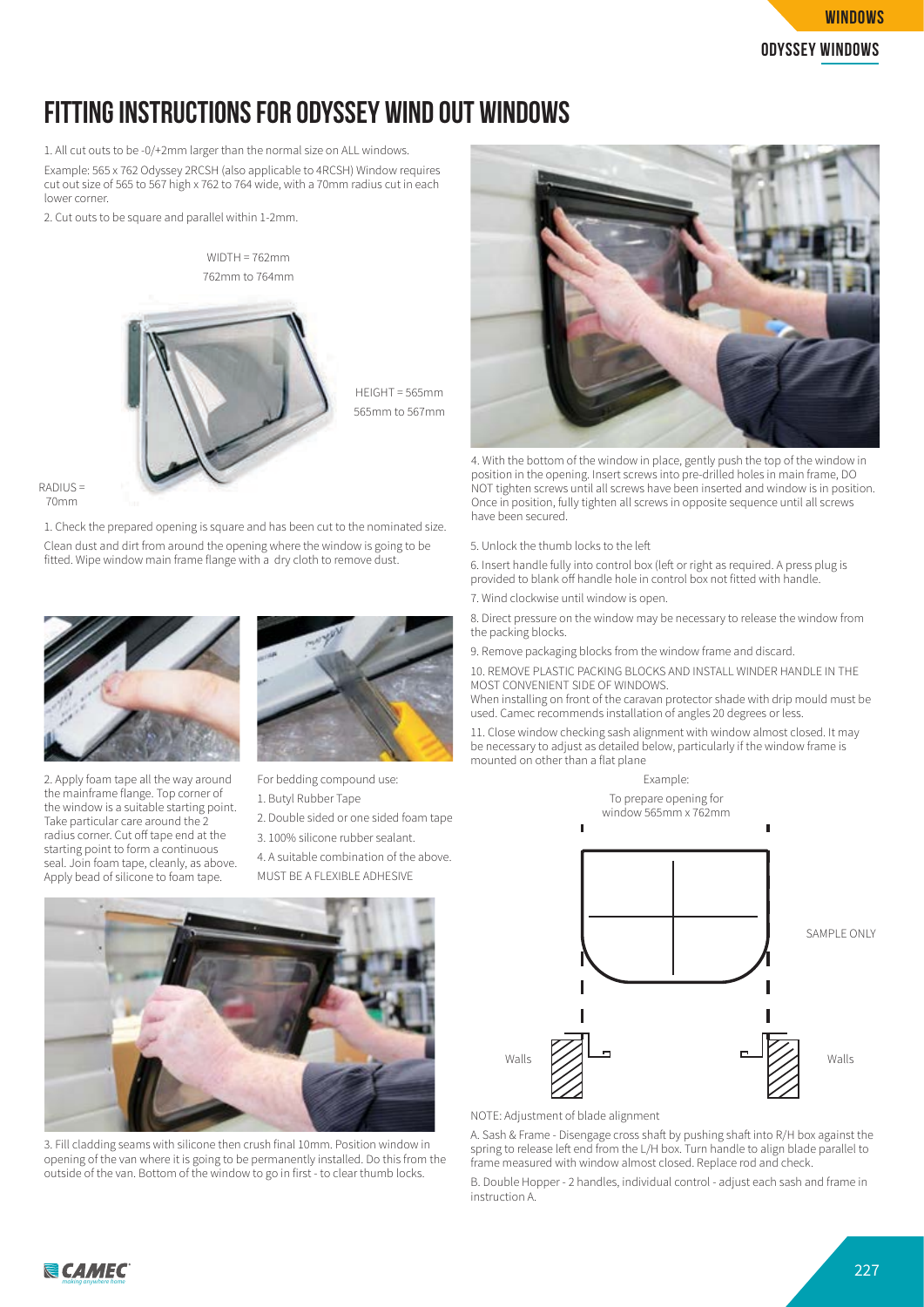# FITTING INSTRUCTIONS FOR ODYSSEY WIND OUT WINDOWS

1. All cut outs to be -0/+2mm larger than the normal size on ALL windows.

Example: 565 x 762 Odyssey 2RCSH (also applicable to 4RCSH) Window requires cut out size of 565 to 567 high x 762 to 764 wide, with a 70mm radius cut in each lower corner.

2. Cut outs to be square and parallel within 1-2mm.

WIDTH = 762mm
762mm to 764mm

HEIGHT = 565mm
565mm to 567mm

RADIUS = 70mm

1. Check the prepared opening is square and has been cut to the nominated size. Clean dust and dirt from around the opening where the window is going to be fitted. Wipe window main frame flange with a dry cloth to remove dust.

2. Apply foam tape all the way around the mainframe flange. Top corner of the window is a suitable starting point. Take particular care around the 2 radius corner. Cut off tape end at the starting point to form a continuous seal. Join foam tape, cleanly, as above. Apply bead of silicone to foam tape.

For bedding compound use:

1. Butyl Rubber Tape
2. Double sided or one sided foam tape
3. 100% silicone rubber sealant.
4. A suitable combination of the above.

MUST BE A FLEXIBLE ADHESIVE

3. Fill cladding seams with silicone then crush final 10mm. Position window in opening of the van where it is going to be permanently installed. Do this from the outside of the van. Bottom of the window to go in first - to clear thumb locks.

4. With the bottom of the window in place, gently push the top of the window in position in the opening. Insert screws into pre-drilled holes in main frame, DO NOT tighten screws until all screws have been inserted and window is in position. Once in position, fully tighten all screws in opposite sequence until all screws have been secured.

5. Unlock the thumb locks to the left

6. Insert handle fully into control box (left or right as required. A press plug is provided to blank off handle hole in control box not fitted with handle.

7. Wind clockwise until window is open.

8. Direct pressure on the window may be necessary to release the window from the packing blocks.

9. Remove packaging blocks from the window frame and discard.

10. REMOVE PLASTIC PACKING BLOCKS AND INSTALL WINDER HANDLE IN THE MOST CONVENIENT SIDE OF WINDOWS.
When installing on front of the caravan protector shade with drip mould must be used. Camec recommends installation of angles 20 degrees or less.

11. Close window checking sash alignment with window almost closed. It may be necessary to adjust as detailed below, particularly if the window frame is mounted on other than a flat plane

Example:
To prepare opening for window 565mm x 762mm

SAMPLE ONLY

Walls &nbsp;&nbsp;&nbsp;&nbsp; Walls

NOTE: Adjustment of blade alignment

A. Sash & Frame - Disengage cross shaft by pushing shaft into R/H box against the spring to release left end from the L/H box. Turn handle to align blade parallel to frame measured with window almost closed. Replace rod and check.

B. Double Hopper - 2 handles, individual control - adjust each sash and frame in instruction A.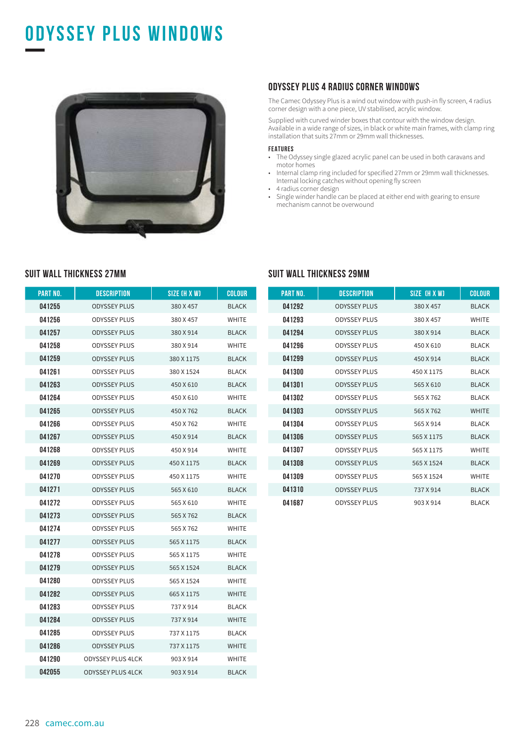# ODYSSEY PLUS WINDOWS

## ODYSSEY PLUS 4 RADIUS CORNER WINDOWS

The Camec Odyssey Plus is a wind out window with push-in fly screen, 4 radius corner design with a one piece, UV stabilised, acrylic window.

Supplied with curved winder boxes that contour with the window design. Available in a wide range of sizes, in black or white main frames, with clamp ring installation that suits 27mm or 29mm wall thicknesses.

### FEATURES

- The Odyssey single glazed acrylic panel can be used in both caravans and motor homes
- Internal clamp ring included for specified 27mm or 29mm wall thicknesses. Internal locking catches without opening fly screen
- 4 radius corner design
- Single winder handle can be placed at either end with gearing to ensure mechanism cannot be overwound

## SUIT WALL THICKNESS 27MM

| PART NO. | DESCRIPTION | SIZE (H X W) | COLOUR |
|---|---|---|---|
| 041255 | ODYSSEY PLUS | 380 X 457 | BLACK |
| 041256 | ODYSSEY PLUS | 380 X 457 | WHITE |
| 041257 | ODYSSEY PLUS | 380 X 914 | BLACK |
| 041258 | ODYSSEY PLUS | 380 X 914 | WHITE |
| 041259 | ODYSSEY PLUS | 380 X 1175 | BLACK |
| 041261 | ODYSSEY PLUS | 380 X 1524 | BLACK |
| 041263 | ODYSSEY PLUS | 450 X 610 | BLACK |
| 041264 | ODYSSEY PLUS | 450 X 610 | WHITE |
| 041265 | ODYSSEY PLUS | 450 X 762 | BLACK |
| 041266 | ODYSSEY PLUS | 450 X 762 | WHITE |
| 041267 | ODYSSEY PLUS | 450 X 914 | BLACK |
| 041268 | ODYSSEY PLUS | 450 X 914 | WHITE |
| 041269 | ODYSSEY PLUS | 450 X 1175 | BLACK |
| 041270 | ODYSSEY PLUS | 450 X 1175 | WHITE |
| 041271 | ODYSSEY PLUS | 565 X 610 | BLACK |
| 041272 | ODYSSEY PLUS | 565 X 610 | WHITE |
| 041273 | ODYSSEY PLUS | 565 X 762 | BLACK |
| 041274 | ODYSSEY PLUS | 565 X 762 | WHITE |
| 041277 | ODYSSEY PLUS | 565 X 1175 | BLACK |
| 041278 | ODYSSEY PLUS | 565 X 1175 | WHITE |
| 041279 | ODYSSEY PLUS | 565 X 1524 | BLACK |
| 041280 | ODYSSEY PLUS | 565 X 1524 | WHITE |
| 041282 | ODYSSEY PLUS | 665 X 1175 | WHITE |
| 041283 | ODYSSEY PLUS | 737 X 914 | BLACK |
| 041284 | ODYSSEY PLUS | 737 X 914 | WHITE |
| 041285 | ODYSSEY PLUS | 737 X 1175 | BLACK |
| 041286 | ODYSSEY PLUS | 737 X 1175 | WHITE |
| 041290 | ODYSSEY PLUS 4LCK | 903 X 914 | WHITE |
| 042055 | ODYSSEY PLUS 4LCK | 903 X 914 | BLACK |

## SUIT WALL THICKNESS 29MM

| PART NO. | DESCRIPTION | SIZE (H X W) | COLOUR |
|---|---|---|---|
| 041292 | ODYSSEY PLUS | 380 X 457 | BLACK |
| 041293 | ODYSSEY PLUS | 380 X 457 | WHITE |
| 041294 | ODYSSEY PLUS | 380 X 914 | BLACK |
| 041296 | ODYSSEY PLUS | 450 X 610 | BLACK |
| 041299 | ODYSSEY PLUS | 450 X 914 | BLACK |
| 041300 | ODYSSEY PLUS | 450 X 1175 | BLACK |
| 041301 | ODYSSEY PLUS | 565 X 610 | BLACK |
| 041302 | ODYSSEY PLUS | 565 X 762 | BLACK |
| 041303 | ODYSSEY PLUS | 565 X 762 | WHITE |
| 041304 | ODYSSEY PLUS | 565 X 914 | BLACK |
| 041306 | ODYSSEY PLUS | 565 X 1175 | BLACK |
| 041307 | ODYSSEY PLUS | 565 X 1175 | WHITE |
| 041308 | ODYSSEY PLUS | 565 X 1524 | BLACK |
| 041309 | ODYSSEY PLUS | 565 X 1524 | WHITE |
| 041310 | ODYSSEY PLUS | 737 X 914 | BLACK |
| 041687 | ODYSSEY PLUS | 903 X 914 | BLACK |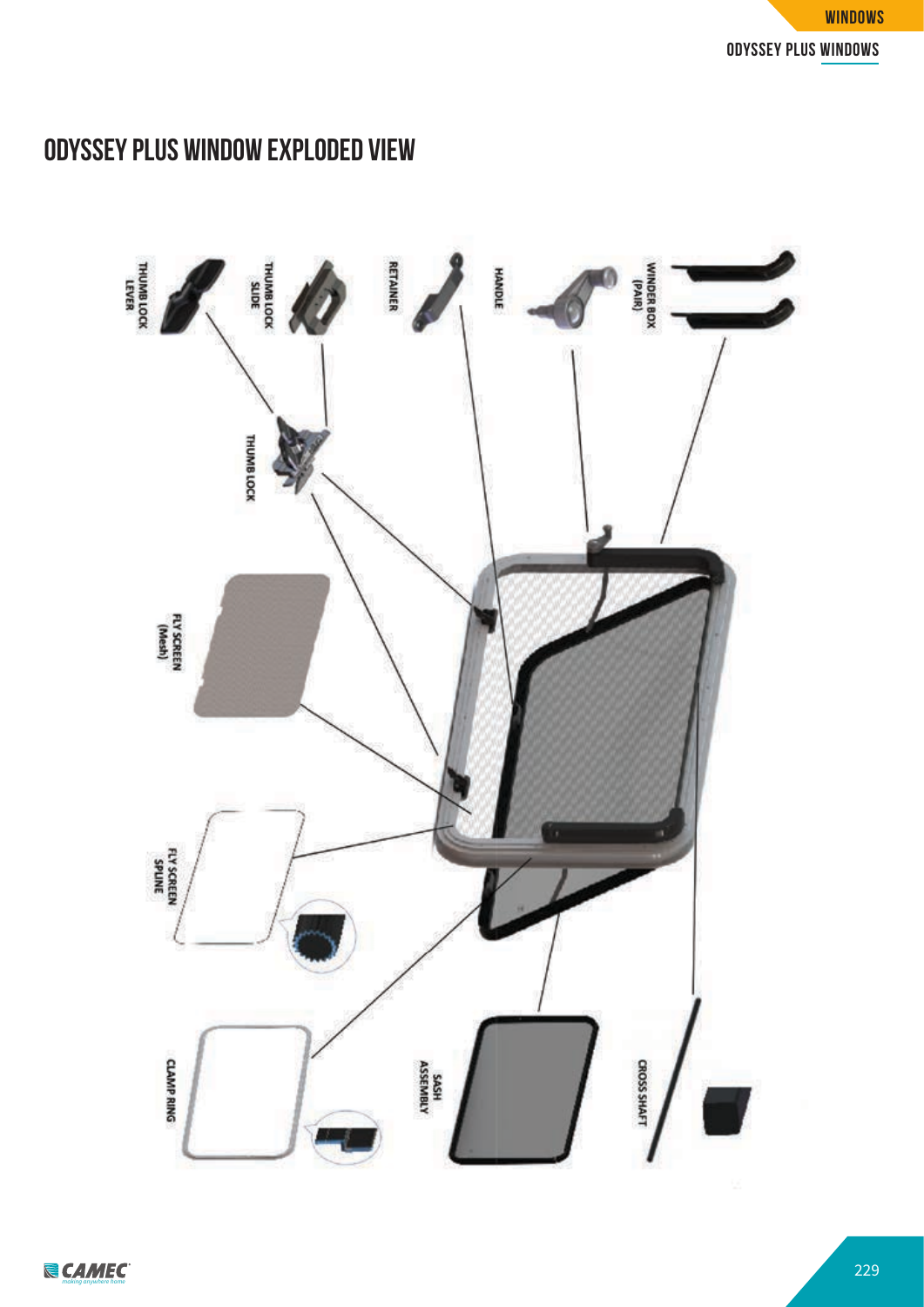# ODYSSEY PLUS WINDOW EXPLODED VIEW

THUMB LOCK LEVER

THUMB LOCK SLIDE

RETAINER

HANDLE

WINDER BOX (PAIR)

THUMB LOCK

FLY SCREEN (Mesh)

FLY SCREEN SPLINE

CLAMP RING

SASH ASSEMBLY

CROSS SHAFT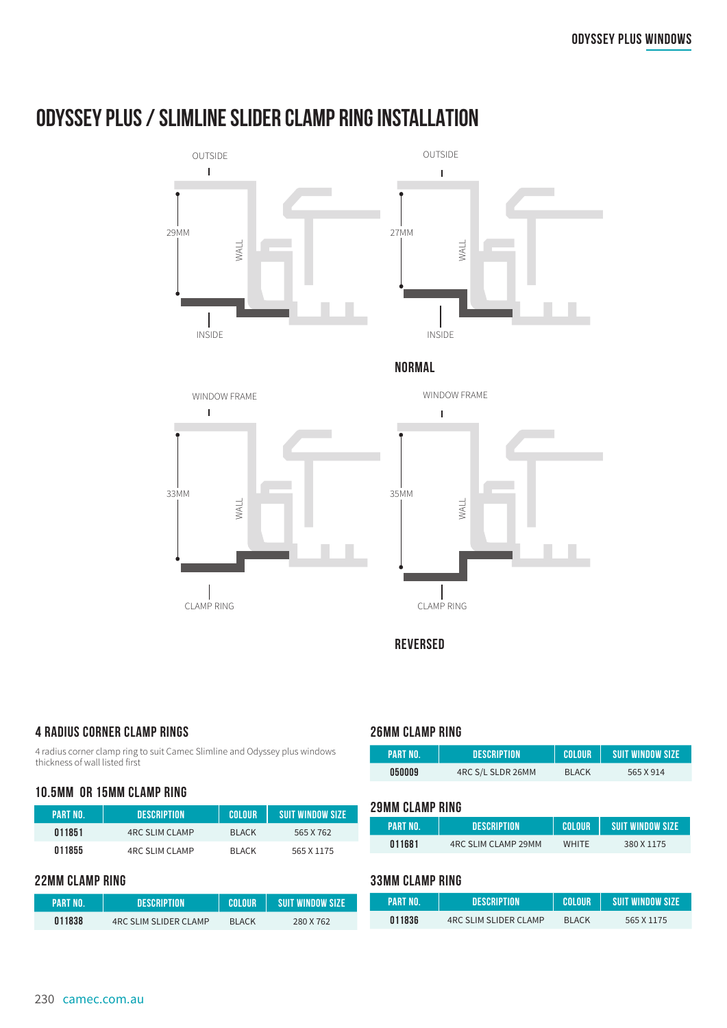# ODYSSEY PLUS / SLIMLINE SLIDER CLAMP RING INSTALLATION

OUTSIDE

29MM

WALL

INSIDE

OUTSIDE

27MM

WALL

INSIDE

**NORMAL**

WINDOW FRAME

33MM

WALL

CLAMP RING

WINDOW FRAME

35MM

WALL

CLAMP RING

**REVERSED**

## 4 RADIUS CORNER CLAMP RINGS

4 radius corner clamp ring to suit Camec Slimline and Odyssey plus windows thickness of wall listed first

### 10.5MM OR 15MM CLAMP RING

| PART NO. | DESCRIPTION | COLOUR | SUIT WINDOW SIZE |
|---|---|---|---|
| 011851 | 4RC SLIM CLAMP | BLACK | 565 X 762 |
| 011855 | 4RC SLIM CLAMP | BLACK | 565 X 1175 |

### 22MM CLAMP RING

| PART NO. | DESCRIPTION | COLOUR | SUIT WINDOW SIZE |
|---|---|---|---|
| 011838 | 4RC SLIM SLIDER CLAMP | BLACK | 280 X 762 |

### 26MM CLAMP RING

| PART NO. | DESCRIPTION | COLOUR | SUIT WINDOW SIZE |
|---|---|---|---|
| 050009 | 4RC S/L SLDR 26MM | BLACK | 565 X 914 |

### 29MM CLAMP RING

| PART NO. | DESCRIPTION | COLOUR | SUIT WINDOW SIZE |
|---|---|---|---|
| 011681 | 4RC SLIM CLAMP 29MM | WHITE | 380 X 1175 |

### 33MM CLAMP RING

| PART NO. | DESCRIPTION | COLOUR | SUIT WINDOW SIZE |
|---|---|---|---|
| 011836 | 4RC SLIM SLIDER CLAMP | BLACK | 565 X 1175 |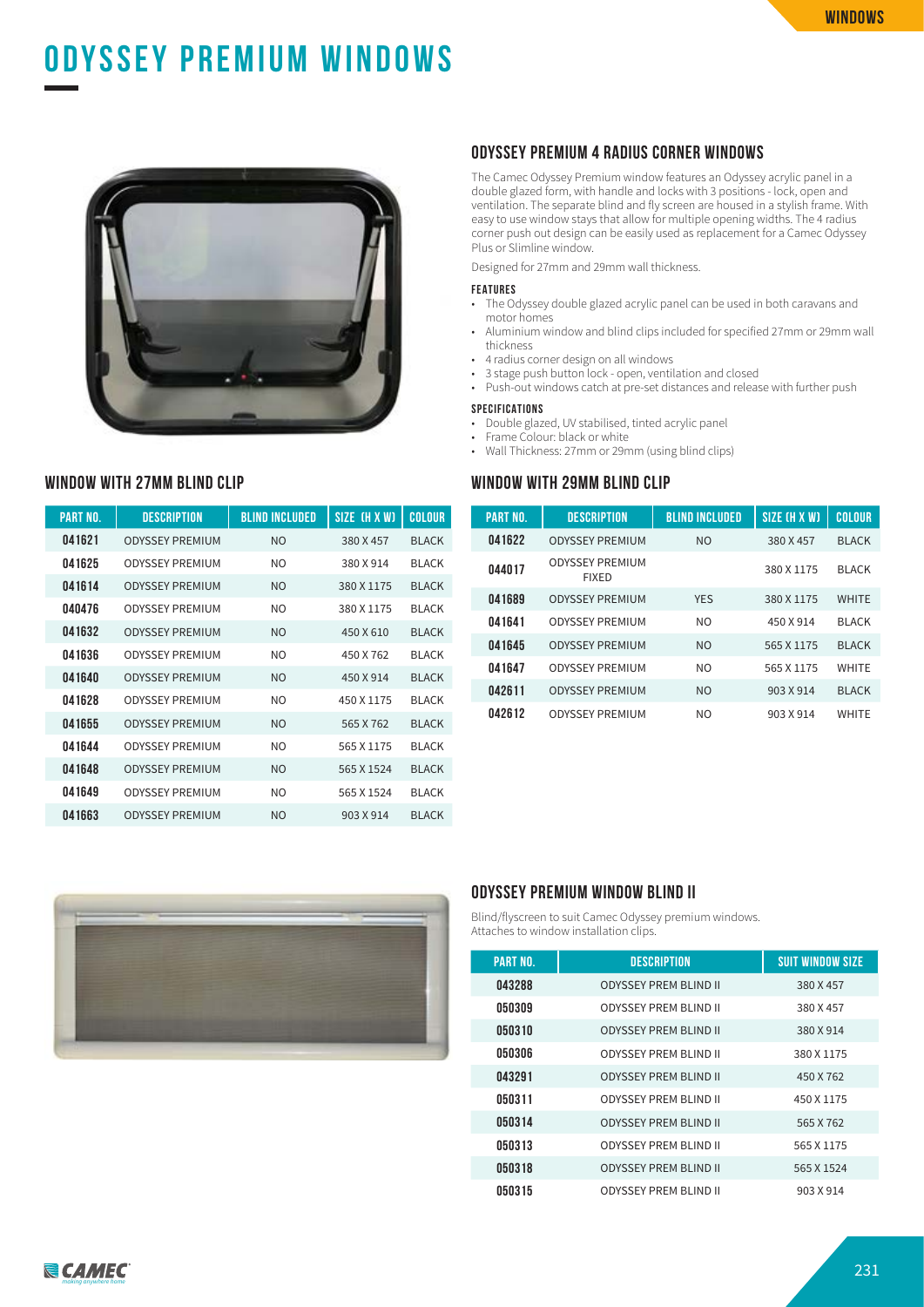# ODYSSEY PREMIUM WINDOWS

## ODYSSEY PREMIUM 4 RADIUS CORNER WINDOWS

The Camec Odyssey Premium window features an Odyssey acrylic panel in a double glazed form, with handle and locks with 3 positions - lock, open and ventilation. The separate blind and fly screen are housed in a stylish frame. With easy to use window stays that allow for multiple opening widths. The 4 radius corner push out design can be easily used as replacement for a Camec Odyssey Plus or Slimline window.

Designed for 27mm and 29mm wall thickness.

#### FEATURES

- The Odyssey double glazed acrylic panel can be used in both caravans and motor homes
- Aluminium window and blind clips included for specified 27mm or 29mm wall thickness
- 4 radius corner design on all windows
- 3 stage push button lock - open, ventilation and closed
- Push-out windows catch at pre-set distances and release with further push

#### SPECIFICATIONS

- Double glazed, UV stabilised, tinted acrylic panel
- Frame Colour: black or white
- Wall Thickness: 27mm or 29mm (using blind clips)

### WINDOW WITH 27MM BLIND CLIP

| PART NO. | DESCRIPTION | BLIND INCLUDED | SIZE (H X W) | COLOUR |
|---|---|---|---|---|
| 041621 | ODYSSEY PREMIUM | NO | 380 X 457 | BLACK |
| 041625 | ODYSSEY PREMIUM | NO | 380 X 914 | BLACK |
| 041614 | ODYSSEY PREMIUM | NO | 380 X 1175 | BLACK |
| 040476 | ODYSSEY PREMIUM | NO | 380 X 1175 | BLACK |
| 041632 | ODYSSEY PREMIUM | NO | 450 X 610 | BLACK |
| 041636 | ODYSSEY PREMIUM | NO | 450 X 762 | BLACK |
| 041640 | ODYSSEY PREMIUM | NO | 450 X 914 | BLACK |
| 041628 | ODYSSEY PREMIUM | NO | 450 X 1175 | BLACK |
| 041655 | ODYSSEY PREMIUM | NO | 565 X 762 | BLACK |
| 041644 | ODYSSEY PREMIUM | NO | 565 X 1175 | BLACK |
| 041648 | ODYSSEY PREMIUM | NO | 565 X 1524 | BLACK |
| 041649 | ODYSSEY PREMIUM | NO | 565 X 1524 | BLACK |
| 041663 | ODYSSEY PREMIUM | NO | 903 X 914 | BLACK |

### WINDOW WITH 29MM BLIND CLIP

| PART NO. | DESCRIPTION | BLIND INCLUDED | SIZE (H X W) | COLOUR |
|---|---|---|---|---|
| 041622 | ODYSSEY PREMIUM | NO | 380 X 457 | BLACK |
| 044017 | ODYSSEY PREMIUM FIXED | | 380 X 1175 | BLACK |
| 041689 | ODYSSEY PREMIUM | YES | 380 X 1175 | WHITE |
| 041641 | ODYSSEY PREMIUM | NO | 450 X 914 | BLACK |
| 041645 | ODYSSEY PREMIUM | NO | 565 X 1175 | BLACK |
| 041647 | ODYSSEY PREMIUM | NO | 565 X 1175 | WHITE |
| 042611 | ODYSSEY PREMIUM | NO | 903 X 914 | BLACK |
| 042612 | ODYSSEY PREMIUM | NO | 903 X 914 | WHITE |

## ODYSSEY PREMIUM WINDOW BLIND II

Blind/flyscreen to suit Camec Odyssey premium windows.
Attaches to window installation clips.

| PART NO. | DESCRIPTION | SUIT WINDOW SIZE |
|---|---|---|
| 043288 | ODYSSEY PREM BLIND II | 380 X 457 |
| 050309 | ODYSSEY PREM BLIND II | 380 X 457 |
| 050310 | ODYSSEY PREM BLIND II | 380 X 914 |
| 050306 | ODYSSEY PREM BLIND II | 380 X 1175 |
| 043291 | ODYSSEY PREM BLIND II | 450 X 762 |
| 050311 | ODYSSEY PREM BLIND II | 450 X 1175 |
| 050314 | ODYSSEY PREM BLIND II | 565 X 762 |
| 050313 | ODYSSEY PREM BLIND II | 565 X 1175 |
| 050318 | ODYSSEY PREM BLIND II | 565 X 1524 |
| 050315 | ODYSSEY PREM BLIND II | 903 X 914 |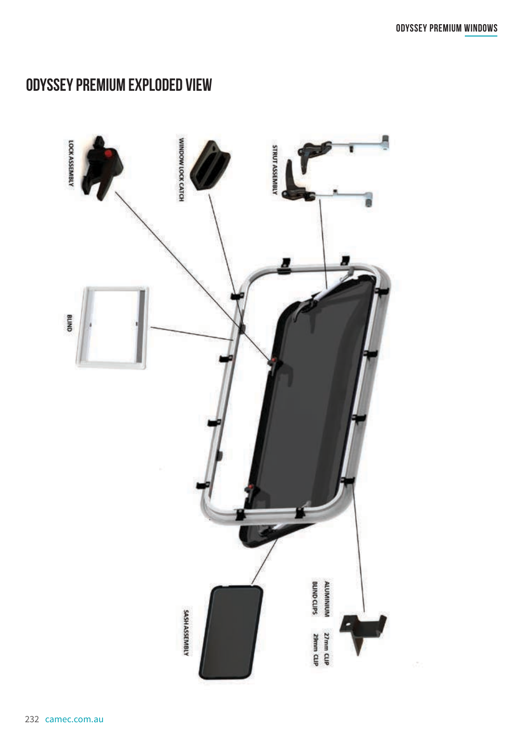# ODYSSEY PREMIUM EXPLODED VIEW

LOCK ASSEMBLY

WINDOW LOCK CATCH

STRUT ASSEMBLY

BLIND

ALUMINIUM BLIND CLIPS

27mm CLIP

29mm CLIP

SASH ASSEMBLY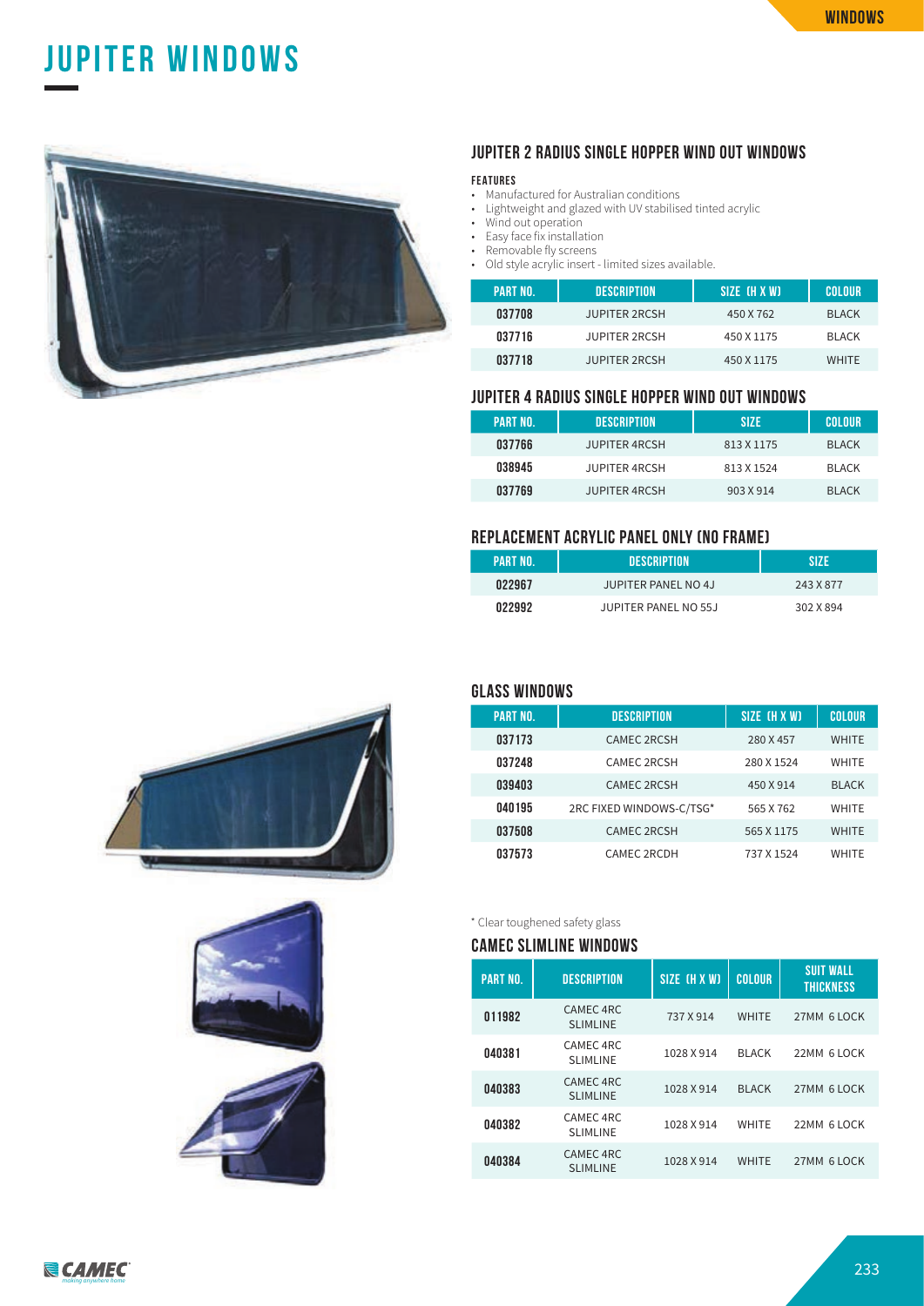# JUPITER WINDOWS

## JUPITER 2 RADIUS SINGLE HOPPER WIND OUT WINDOWS

**FEATURES**

- Manufactured for Australian conditions
- Lightweight and glazed with UV stabilised tinted acrylic
- Wind out operation
- Easy face fix installation
- Removable fly screens
- Old style acrylic insert - limited sizes available.

| PART NO. | DESCRIPTION | SIZE (H X W) | COLOUR |
|---|---|---|---|
| 037708 | JUPITER 2RCSH | 450 X 762 | BLACK |
| 037716 | JUPITER 2RCSH | 450 X 1175 | BLACK |
| 037718 | JUPITER 2RCSH | 450 X 1175 | WHITE |

## JUPITER 4 RADIUS SINGLE HOPPER WIND OUT WINDOWS

| PART NO. | DESCRIPTION | SIZE | COLOUR |
|---|---|---|---|
| 037766 | JUPITER 4RCSH | 813 X 1175 | BLACK |
| 038945 | JUPITER 4RCSH | 813 X 1524 | BLACK |
| 037769 | JUPITER 4RCSH | 903 X 914 | BLACK |

## REPLACEMENT ACRYLIC PANEL ONLY (NO FRAME)

| PART NO. | DESCRIPTION | SIZE |
|---|---|---|
| 022967 | JUPITER PANEL NO 4J | 243 X 877 |
| 022992 | JUPITER PANEL NO 55J | 302 X 894 |

## GLASS WINDOWS

| PART NO. | DESCRIPTION | SIZE (H X W) | COLOUR |
|---|---|---|---|
| 037173 | CAMEC 2RCSH | 280 X 457 | WHITE |
| 037248 | CAMEC 2RCSH | 280 X 1524 | WHITE |
| 039403 | CAMEC 2RCSH | 450 X 914 | BLACK |
| 040195 | 2RC FIXED WINDOWS-C/TSG* | 565 X 762 | WHITE |
| 037508 | CAMEC 2RCSH | 565 X 1175 | WHITE |
| 037573 | CAMEC 2RCDH | 737 X 1524 | WHITE |

* Clear toughened safety glass

## CAMEC SLIMLINE WINDOWS

| PART NO. | DESCRIPTION | SIZE (H X W) | COLOUR | SUIT WALL THICKNESS |
|---|---|---|---|---|
| 011982 | CAMEC 4RC SLIMLINE | 737 X 914 | WHITE | 27MM 6 LOCK |
| 040381 | CAMEC 4RC SLIMLINE | 1028 X 914 | BLACK | 22MM 6 LOCK |
| 040383 | CAMEC 4RC SLIMLINE | 1028 X 914 | BLACK | 27MM 6 LOCK |
| 040382 | CAMEC 4RC SLIMLINE | 1028 X 914 | WHITE | 22MM 6 LOCK |
| 040384 | CAMEC 4RC SLIMLINE | 1028 X 914 | WHITE | 27MM 6 LOCK |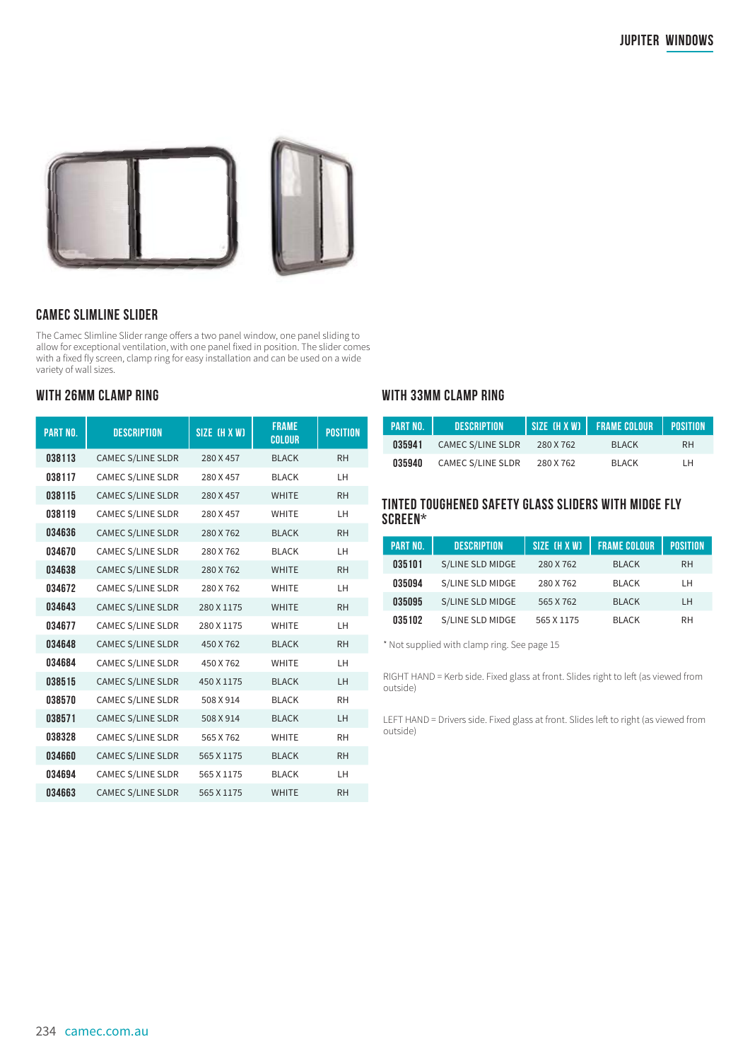## CAMEC SLIMLINE SLIDER

The Camec Slimline Slider range offers a two panel window, one panel sliding to allow for exceptional ventilation, with one panel fixed in position. The slider comes with a fixed fly screen, clamp ring for easy installation and can be used on a wide variety of wall sizes.

### WITH 26MM CLAMP RING

| PART NO. | DESCRIPTION | SIZE (H X W) | FRAME COLOUR | POSITION |
|---|---|---|---|---|
| 038113 | CAMEC S/LINE SLDR | 280 X 457 | BLACK | RH |
| 038117 | CAMEC S/LINE SLDR | 280 X 457 | BLACK | LH |
| 038115 | CAMEC S/LINE SLDR | 280 X 457 | WHITE | RH |
| 038119 | CAMEC S/LINE SLDR | 280 X 457 | WHITE | LH |
| 034636 | CAMEC S/LINE SLDR | 280 X 762 | BLACK | RH |
| 034670 | CAMEC S/LINE SLDR | 280 X 762 | BLACK | LH |
| 034638 | CAMEC S/LINE SLDR | 280 X 762 | WHITE | RH |
| 034672 | CAMEC S/LINE SLDR | 280 X 762 | WHITE | LH |
| 034643 | CAMEC S/LINE SLDR | 280 X 1175 | WHITE | RH |
| 034677 | CAMEC S/LINE SLDR | 280 X 1175 | WHITE | LH |
| 034648 | CAMEC S/LINE SLDR | 450 X 762 | BLACK | RH |
| 034684 | CAMEC S/LINE SLDR | 450 X 762 | WHITE | LH |
| 038515 | CAMEC S/LINE SLDR | 450 X 1175 | BLACK | LH |
| 038570 | CAMEC S/LINE SLDR | 508 X 914 | BLACK | RH |
| 038571 | CAMEC S/LINE SLDR | 508 X 914 | BLACK | LH |
| 038328 | CAMEC S/LINE SLDR | 565 X 762 | WHITE | RH |
| 034660 | CAMEC S/LINE SLDR | 565 X 1175 | BLACK | RH |
| 034694 | CAMEC S/LINE SLDR | 565 X 1175 | BLACK | LH |
| 034663 | CAMEC S/LINE SLDR | 565 X 1175 | WHITE | RH |

### WITH 33MM CLAMP RING

| PART NO. | DESCRIPTION | SIZE (H X W) | FRAME COLOUR | POSITION |
|---|---|---|---|---|
| 035941 | CAMEC S/LINE SLDR | 280 X 762 | BLACK | RH |
| 035940 | CAMEC S/LINE SLDR | 280 X 762 | BLACK | LH |

### TINTED TOUGHENED SAFETY GLASS SLIDERS WITH MIDGE FLY SCREEN*

| PART NO. | DESCRIPTION | SIZE (H X W) | FRAME COLOUR | POSITION |
|---|---|---|---|---|
| 035101 | S/LINE SLD MIDGE | 280 X 762 | BLACK | RH |
| 035094 | S/LINE SLD MIDGE | 280 X 762 | BLACK | LH |
| 035095 | S/LINE SLD MIDGE | 565 X 762 | BLACK | LH |
| 035102 | S/LINE SLD MIDGE | 565 X 1175 | BLACK | RH |

* Not supplied with clamp ring. See page 15

RIGHT HAND = Kerb side. Fixed glass at front. Slides right to left (as viewed from outside)

LEFT HAND = Drivers side. Fixed glass at front. Slides left to right (as viewed from outside)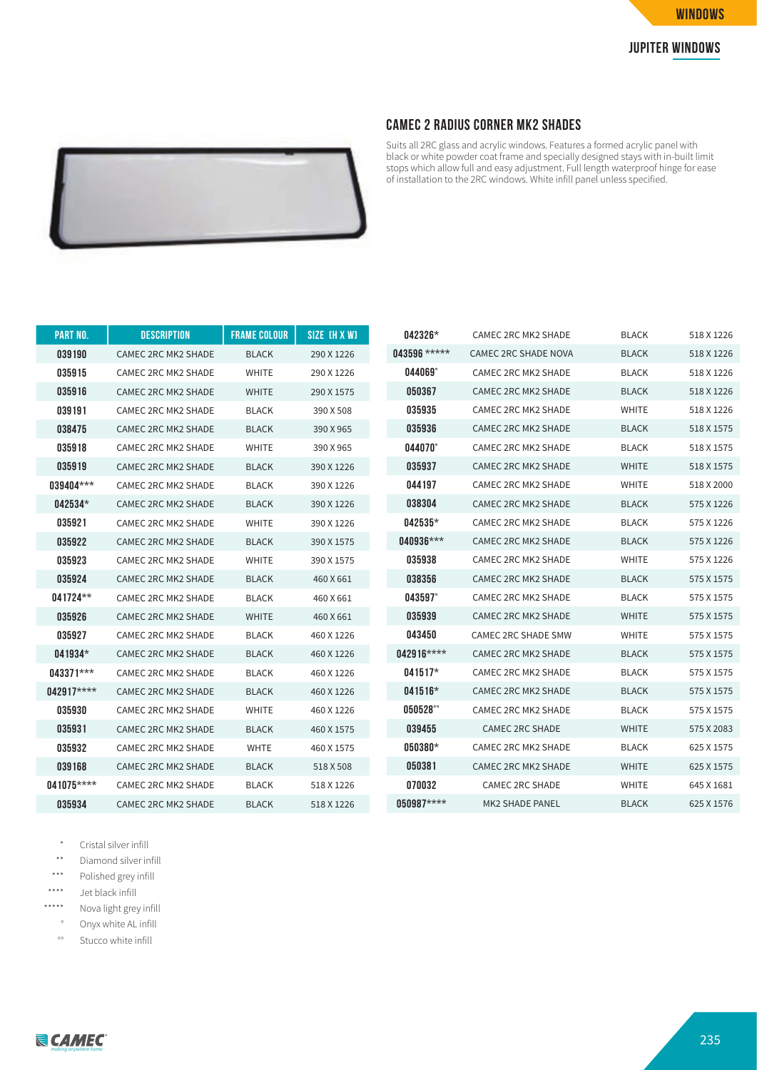## CAMEC 2 RADIUS CORNER MK2 SHADES

Suits all 2RC glass and acrylic windows. Features a formed acrylic panel with black or white powder coat frame and specially designed stays with in-built limit stops which allow full and easy adjustment. Full length waterproof hinge for ease of installation to the 2RC windows. White infill panel unless specified.

| PART NO. | DESCRIPTION | FRAME COLOUR | SIZE (H X W) |
|---|---|---|---|
| 039190 | CAMEC 2RC MK2 SHADE | BLACK | 290 X 1226 |
| 035915 | CAMEC 2RC MK2 SHADE | WHITE | 290 X 1226 |
| 035916 | CAMEC 2RC MK2 SHADE | WHITE | 290 X 1575 |
| 039191 | CAMEC 2RC MK2 SHADE | BLACK | 390 X 508 |
| 038475 | CAMEC 2RC MK2 SHADE | BLACK | 390 X 965 |
| 035918 | CAMEC 2RC MK2 SHADE | WHITE | 390 X 965 |
| 035919 | CAMEC 2RC MK2 SHADE | BLACK | 390 X 1226 |
| 039404*** | CAMEC 2RC MK2 SHADE | BLACK | 390 X 1226 |
| 042534* | CAMEC 2RC MK2 SHADE | BLACK | 390 X 1226 |
| 035921 | CAMEC 2RC MK2 SHADE | WHITE | 390 X 1226 |
| 035922 | CAMEC 2RC MK2 SHADE | BLACK | 390 X 1575 |
| 035923 | CAMEC 2RC MK2 SHADE | WHITE | 390 X 1575 |
| 035924 | CAMEC 2RC MK2 SHADE | BLACK | 460 X 661 |
| 041724** | CAMEC 2RC MK2 SHADE | BLACK | 460 X 661 |
| 035926 | CAMEC 2RC MK2 SHADE | WHITE | 460 X 661 |
| 035927 | CAMEC 2RC MK2 SHADE | BLACK | 460 X 1226 |
| 041934* | CAMEC 2RC MK2 SHADE | BLACK | 460 X 1226 |
| 043371*** | CAMEC 2RC MK2 SHADE | BLACK | 460 X 1226 |
| 042917**** | CAMEC 2RC MK2 SHADE | BLACK | 460 X 1226 |
| 035930 | CAMEC 2RC MK2 SHADE | WHITE | 460 X 1226 |
| 035931 | CAMEC 2RC MK2 SHADE | BLACK | 460 X 1575 |
| 035932 | CAMEC 2RC MK2 SHADE | WHTE | 460 X 1575 |
| 039168 | CAMEC 2RC MK2 SHADE | BLACK | 518 X 508 |
| 041075**** | CAMEC 2RC MK2 SHADE | BLACK | 518 X 1226 |
| 035934 | CAMEC 2RC MK2 SHADE | BLACK | 518 X 1226 |
| 042326* | CAMEC 2RC MK2 SHADE | BLACK | 518 X 1226 |
| 043596 ***** | CAMEC 2RC SHADE NOVA | BLACK | 518 X 1226 |
| 044069° | CAMEC 2RC MK2 SHADE | BLACK | 518 X 1226 |
| 050367 | CAMEC 2RC MK2 SHADE | BLACK | 518 X 1226 |
| 035935 | CAMEC 2RC MK2 SHADE | WHITE | 518 X 1226 |
| 035936 | CAMEC 2RC MK2 SHADE | BLACK | 518 X 1575 |
| 044070° | CAMEC 2RC MK2 SHADE | BLACK | 518 X 1575 |
| 035937 | CAMEC 2RC MK2 SHADE | WHITE | 518 X 1575 |
| 044197 | CAMEC 2RC MK2 SHADE | WHITE | 518 X 2000 |
| 038304 | CAMEC 2RC MK2 SHADE | BLACK | 575 X 1226 |
| 042535* | CAMEC 2RC MK2 SHADE | BLACK | 575 X 1226 |
| 040936*** | CAMEC 2RC MK2 SHADE | BLACK | 575 X 1226 |
| 035938 | CAMEC 2RC MK2 SHADE | WHITE | 575 X 1226 |
| 038356 | CAMEC 2RC MK2 SHADE | BLACK | 575 X 1575 |
| 043597° | CAMEC 2RC MK2 SHADE | BLACK | 575 X 1575 |
| 035939 | CAMEC 2RC MK2 SHADE | WHITE | 575 X 1575 |
| 043450 | CAMEC 2RC SHADE SMW | WHITE | 575 X 1575 |
| 042916**** | CAMEC 2RC MK2 SHADE | BLACK | 575 X 1575 |
| 041517* | CAMEC 2RC MK2 SHADE | BLACK | 575 X 1575 |
| 041516* | CAMEC 2RC MK2 SHADE | BLACK | 575 X 1575 |
| 050528°° | CAMEC 2RC MK2 SHADE | BLACK | 575 X 1575 |
| 039455 | CAMEC 2RC SHADE | WHITE | 575 X 2083 |
| 050380* | CAMEC 2RC MK2 SHADE | BLACK | 625 X 1575 |
| 050381 | CAMEC 2RC MK2 SHADE | WHITE | 625 X 1575 |
| 070032 | CAMEC 2RC SHADE | WHITE | 645 X 1681 |
| 050987**** | MK2 SHADE PANEL | BLACK | 625 X 1576 |

- * Cristal silver infill
- ** Diamond silver infill
- *** Polished grey infill
- **** Jet black infill
- ***** Nova light grey infill
- ° Onyx white AL infill
- °° Stucco white infill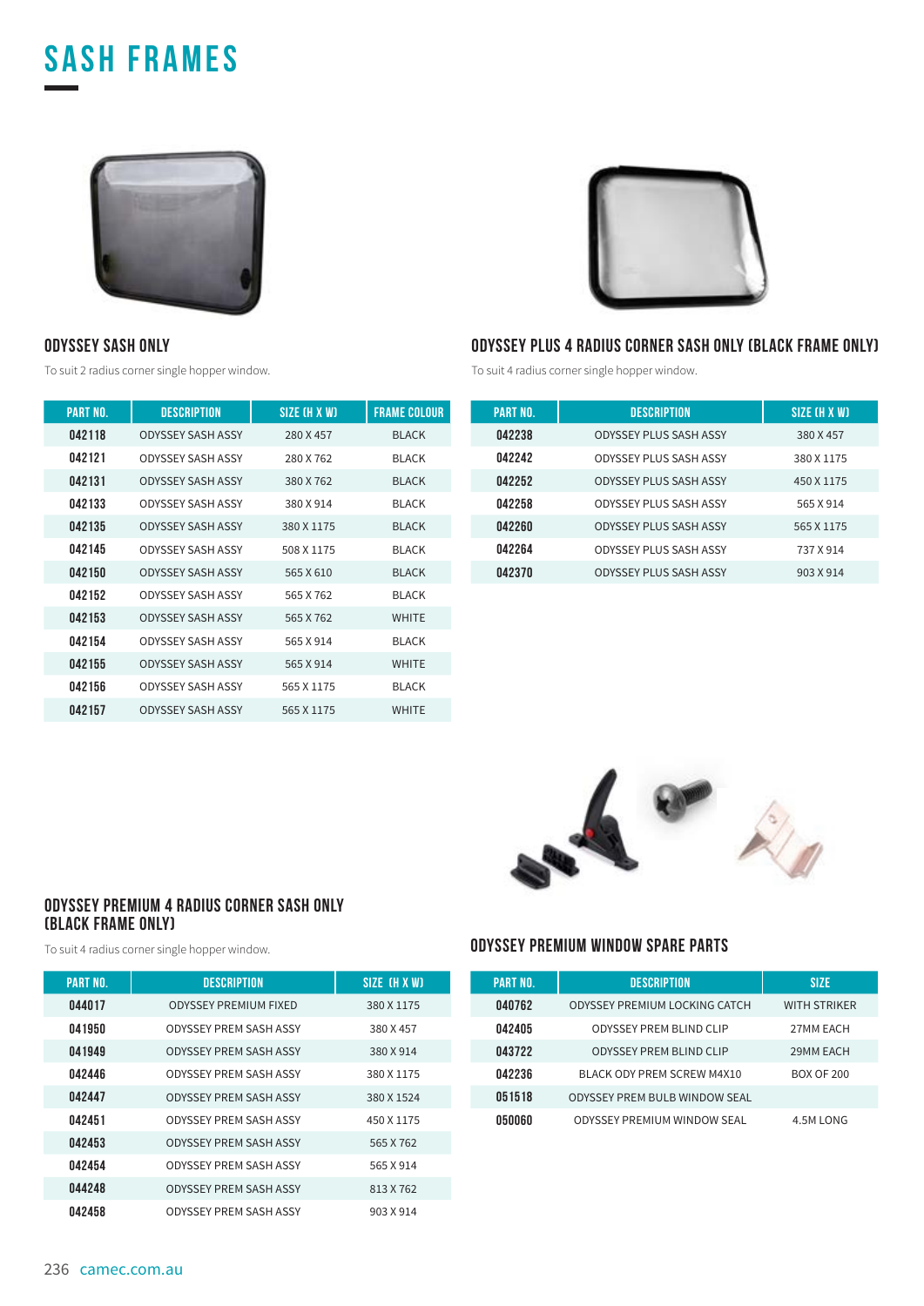# SASH FRAMES

### ODYSSEY SASH ONLY

To suit 2 radius corner single hopper window.

| PART NO. | DESCRIPTION | SIZE (H X W) | FRAME COLOUR |
|---|---|---|---|
| 042118 | ODYSSEY SASH ASSY | 280 X 457 | BLACK |
| 042121 | ODYSSEY SASH ASSY | 280 X 762 | BLACK |
| 042131 | ODYSSEY SASH ASSY | 380 X 762 | BLACK |
| 042133 | ODYSSEY SASH ASSY | 380 X 914 | BLACK |
| 042135 | ODYSSEY SASH ASSY | 380 X 1175 | BLACK |
| 042145 | ODYSSEY SASH ASSY | 508 X 1175 | BLACK |
| 042150 | ODYSSEY SASH ASSY | 565 X 610 | BLACK |
| 042152 | ODYSSEY SASH ASSY | 565 X 762 | BLACK |
| 042153 | ODYSSEY SASH ASSY | 565 X 762 | WHITE |
| 042154 | ODYSSEY SASH ASSY | 565 X 914 | BLACK |
| 042155 | ODYSSEY SASH ASSY | 565 X 914 | WHITE |
| 042156 | ODYSSEY SASH ASSY | 565 X 1175 | BLACK |
| 042157 | ODYSSEY SASH ASSY | 565 X 1175 | WHITE |

### ODYSSEY PLUS 4 RADIUS CORNER SASH ONLY (BLACK FRAME ONLY)

To suit 4 radius corner single hopper window.

| PART NO. | DESCRIPTION | SIZE (H X W) |
|---|---|---|
| 042238 | ODYSSEY PLUS SASH ASSY | 380 X 457 |
| 042242 | ODYSSEY PLUS SASH ASSY | 380 X 1175 |
| 042252 | ODYSSEY PLUS SASH ASSY | 450 X 1175 |
| 042258 | ODYSSEY PLUS SASH ASSY | 565 X 914 |
| 042260 | ODYSSEY PLUS SASH ASSY | 565 X 1175 |
| 042264 | ODYSSEY PLUS SASH ASSY | 737 X 914 |
| 042370 | ODYSSEY PLUS SASH ASSY | 903 X 914 |

### ODYSSEY PREMIUM 4 RADIUS CORNER SASH ONLY (BLACK FRAME ONLY)

To suit 4 radius corner single hopper window.

| PART NO. | DESCRIPTION | SIZE (H X W) |
|---|---|---|
| 044017 | ODYSSEY PREMIUM FIXED | 380 X 1175 |
| 041950 | ODYSSEY PREM SASH ASSY | 380 X 457 |
| 041949 | ODYSSEY PREM SASH ASSY | 380 X 914 |
| 042446 | ODYSSEY PREM SASH ASSY | 380 X 1175 |
| 042447 | ODYSSEY PREM SASH ASSY | 380 X 1524 |
| 042451 | ODYSSEY PREM SASH ASSY | 450 X 1175 |
| 042453 | ODYSSEY PREM SASH ASSY | 565 X 762 |
| 042454 | ODYSSEY PREM SASH ASSY | 565 X 914 |
| 044248 | ODYSSEY PREM SASH ASSY | 813 X 762 |
| 042458 | ODYSSEY PREM SASH ASSY | 903 X 914 |

### ODYSSEY PREMIUM WINDOW SPARE PARTS

| PART NO. | DESCRIPTION | SIZE |
|---|---|---|
| 040762 | ODYSSEY PREMIUM LOCKING CATCH | WITH STRIKER |
| 042405 | ODYSSEY PREM BLIND CLIP | 27MM EACH |
| 043722 | ODYSSEY PREM BLIND CLIP | 29MM EACH |
| 042236 | BLACK ODY PREM SCREW M4X10 | BOX OF 200 |
| 051518 | ODYSSEY PREM BULB WINDOW SEAL | |
| 050060 | ODYSSEY PREMIUM WINDOW SEAL | 4.5M LONG |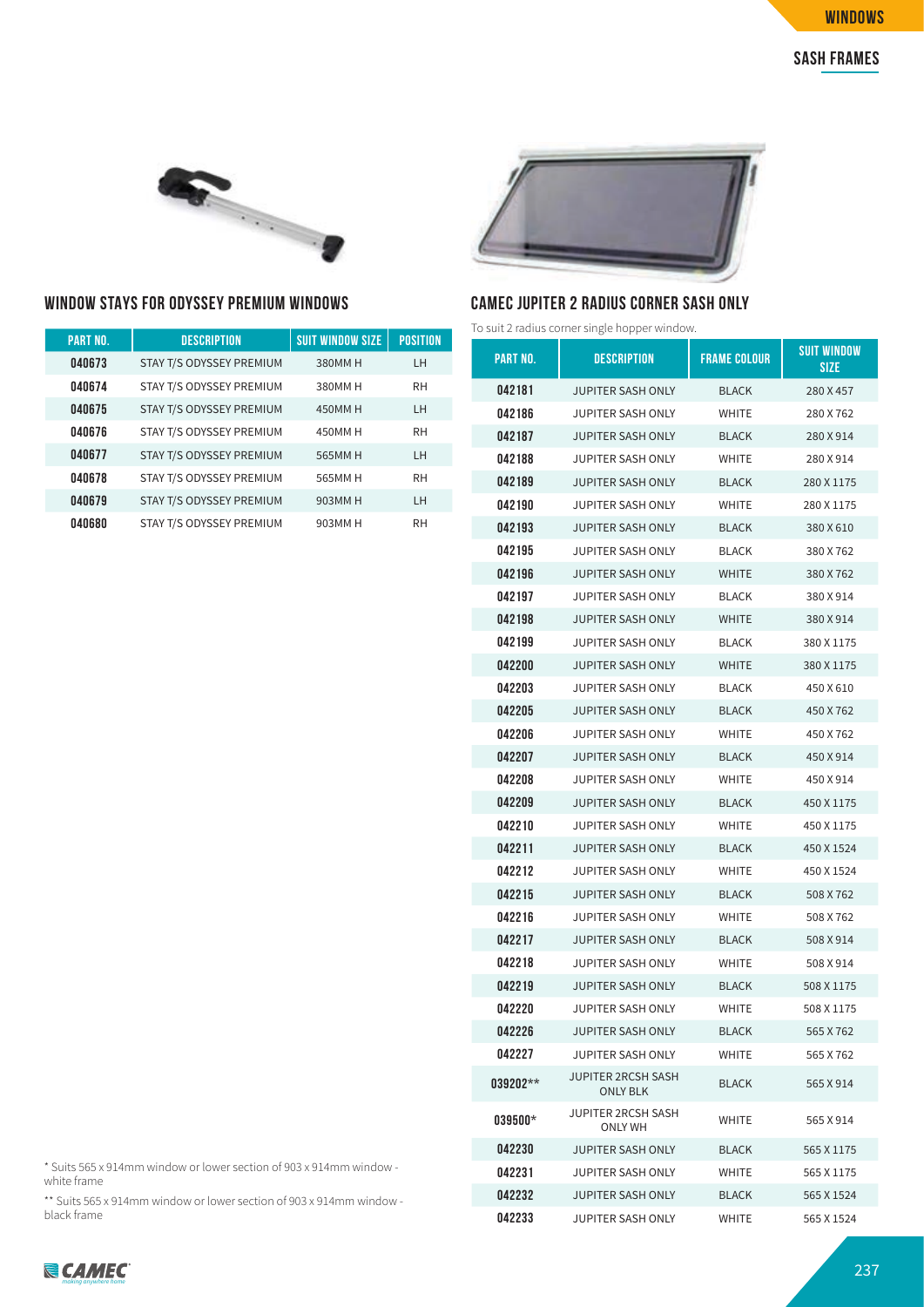## WINDOWS

### SASH FRAMES

## WINDOW STAYS FOR ODYSSEY PREMIUM WINDOWS

| PART NO. | DESCRIPTION | SUIT WINDOW SIZE | POSITION |
|---|---|---|---|
| 040673 | STAY T/S ODYSSEY PREMIUM | 380MM H | LH |
| 040674 | STAY T/S ODYSSEY PREMIUM | 380MM H | RH |
| 040675 | STAY T/S ODYSSEY PREMIUM | 450MM H | LH |
| 040676 | STAY T/S ODYSSEY PREMIUM | 450MM H | RH |
| 040677 | STAY T/S ODYSSEY PREMIUM | 565MM H | LH |
| 040678 | STAY T/S ODYSSEY PREMIUM | 565MM H | RH |
| 040679 | STAY T/S ODYSSEY PREMIUM | 903MM H | LH |
| 040680 | STAY T/S ODYSSEY PREMIUM | 903MM H | RH |

## CAMEC JUPITER 2 RADIUS CORNER SASH ONLY

To suit 2 radius corner single hopper window.

| PART NO. | DESCRIPTION | FRAME COLOUR | SUIT WINDOW SIZE |
|---|---|---|---|
| 042181 | JUPITER SASH ONLY | BLACK | 280 X 457 |
| 042186 | JUPITER SASH ONLY | WHITE | 280 X 762 |
| 042187 | JUPITER SASH ONLY | BLACK | 280 X 914 |
| 042188 | JUPITER SASH ONLY | WHITE | 280 X 914 |
| 042189 | JUPITER SASH ONLY | BLACK | 280 X 1175 |
| 042190 | JUPITER SASH ONLY | WHITE | 280 X 1175 |
| 042193 | JUPITER SASH ONLY | BLACK | 380 X 610 |
| 042195 | JUPITER SASH ONLY | BLACK | 380 X 762 |
| 042196 | JUPITER SASH ONLY | WHITE | 380 X 762 |
| 042197 | JUPITER SASH ONLY | BLACK | 380 X 914 |
| 042198 | JUPITER SASH ONLY | WHITE | 380 X 914 |
| 042199 | JUPITER SASH ONLY | BLACK | 380 X 1175 |
| 042200 | JUPITER SASH ONLY | WHITE | 380 X 1175 |
| 042203 | JUPITER SASH ONLY | BLACK | 450 X 610 |
| 042205 | JUPITER SASH ONLY | BLACK | 450 X 762 |
| 042206 | JUPITER SASH ONLY | WHITE | 450 X 762 |
| 042207 | JUPITER SASH ONLY | BLACK | 450 X 914 |
| 042208 | JUPITER SASH ONLY | WHITE | 450 X 914 |
| 042209 | JUPITER SASH ONLY | BLACK | 450 X 1175 |
| 042210 | JUPITER SASH ONLY | WHITE | 450 X 1175 |
| 042211 | JUPITER SASH ONLY | BLACK | 450 X 1524 |
| 042212 | JUPITER SASH ONLY | WHITE | 450 X 1524 |
| 042215 | JUPITER SASH ONLY | BLACK | 508 X 762 |
| 042216 | JUPITER SASH ONLY | WHITE | 508 X 762 |
| 042217 | JUPITER SASH ONLY | BLACK | 508 X 914 |
| 042218 | JUPITER SASH ONLY | WHITE | 508 X 914 |
| 042219 | JUPITER SASH ONLY | BLACK | 508 X 1175 |
| 042220 | JUPITER SASH ONLY | WHITE | 508 X 1175 |
| 042226 | JUPITER SASH ONLY | BLACK | 565 X 762 |
| 042227 | JUPITER SASH ONLY | WHITE | 565 X 762 |
| 039202** | JUPITER 2RCSH SASH ONLY BLK | BLACK | 565 X 914 |
| 039500* | JUPITER 2RCSH SASH ONLY WH | WHITE | 565 X 914 |
| 042230 | JUPITER SASH ONLY | BLACK | 565 X 1175 |
| 042231 | JUPITER SASH ONLY | WHITE | 565 X 1175 |
| 042232 | JUPITER SASH ONLY | BLACK | 565 X 1524 |
| 042233 | JUPITER SASH ONLY | WHITE | 565 X 1524 |

* Suits 565 x 914mm window or lower section of 903 x 914mm window - white frame

** Suits 565 x 914mm window or lower section of 903 x 914mm window - black frame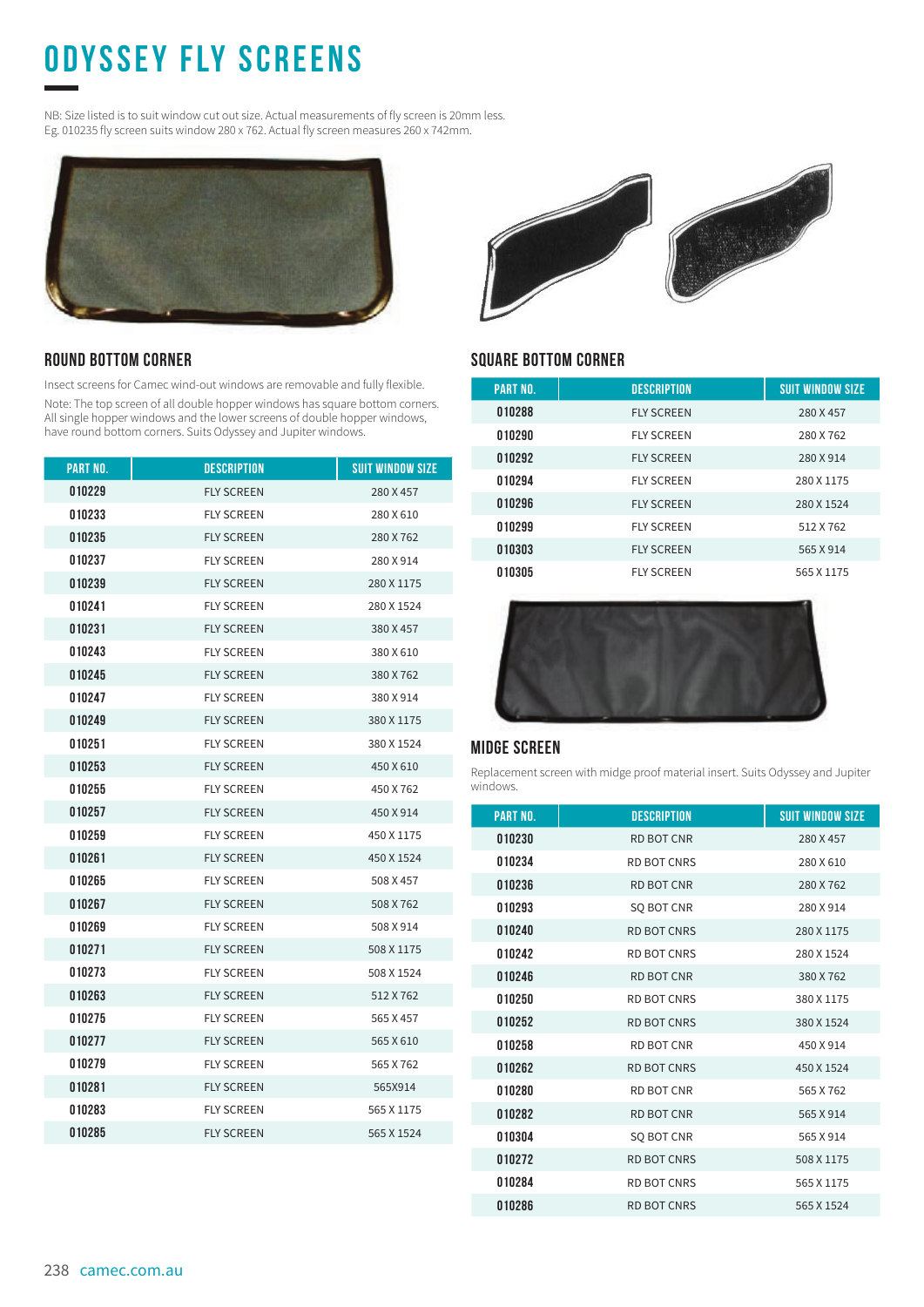# ODYSSEY FLY SCREENS

NB: Size listed is to suit window cut out size. Actual measurements of fly screen is 20mm less.
Eg. 010235 fly screen suits window 280 x 762. Actual fly screen measures 260 x 742mm.

## ROUND BOTTOM CORNER

Insect screens for Camec wind-out windows are removable and fully flexible.

Note: The top screen of all double hopper windows has square bottom corners. All single hopper windows and the lower screens of double hopper windows, have round bottom corners. Suits Odyssey and Jupiter windows.

| PART NO. | DESCRIPTION | SUIT WINDOW SIZE |
|---|---|---|
| 010229 | FLY SCREEN | 280 X 457 |
| 010233 | FLY SCREEN | 280 X 610 |
| 010235 | FLY SCREEN | 280 X 762 |
| 010237 | FLY SCREEN | 280 X 914 |
| 010239 | FLY SCREEN | 280 X 1175 |
| 010241 | FLY SCREEN | 280 X 1524 |
| 010231 | FLY SCREEN | 380 X 457 |
| 010243 | FLY SCREEN | 380 X 610 |
| 010245 | FLY SCREEN | 380 X 762 |
| 010247 | FLY SCREEN | 380 X 914 |
| 010249 | FLY SCREEN | 380 X 1175 |
| 010251 | FLY SCREEN | 380 X 1524 |
| 010253 | FLY SCREEN | 450 X 610 |
| 010255 | FLY SCREEN | 450 X 762 |
| 010257 | FLY SCREEN | 450 X 914 |
| 010259 | FLY SCREEN | 450 X 1175 |
| 010261 | FLY SCREEN | 450 X 1524 |
| 010265 | FLY SCREEN | 508 X 457 |
| 010267 | FLY SCREEN | 508 X 762 |
| 010269 | FLY SCREEN | 508 X 914 |
| 010271 | FLY SCREEN | 508 X 1175 |
| 010273 | FLY SCREEN | 508 X 1524 |
| 010263 | FLY SCREEN | 512 X 762 |
| 010275 | FLY SCREEN | 565 X 457 |
| 010277 | FLY SCREEN | 565 X 610 |
| 010279 | FLY SCREEN | 565 X 762 |
| 010281 | FLY SCREEN | 565X914 |
| 010283 | FLY SCREEN | 565 X 1175 |
| 010285 | FLY SCREEN | 565 X 1524 |

## SQUARE BOTTOM CORNER

| PART NO. | DESCRIPTION | SUIT WINDOW SIZE |
|---|---|---|
| 010288 | FLY SCREEN | 280 X 457 |
| 010290 | FLY SCREEN | 280 X 762 |
| 010292 | FLY SCREEN | 280 X 914 |
| 010294 | FLY SCREEN | 280 X 1175 |
| 010296 | FLY SCREEN | 280 X 1524 |
| 010299 | FLY SCREEN | 512 X 762 |
| 010303 | FLY SCREEN | 565 X 914 |
| 010305 | FLY SCREEN | 565 X 1175 |

## MIDGE SCREEN

Replacement screen with midge proof material insert. Suits Odyssey and Jupiter windows.

| PART NO. | DESCRIPTION | SUIT WINDOW SIZE |
|---|---|---|
| 010230 | RD BOT CNR | 280 X 457 |
| 010234 | RD BOT CNRS | 280 X 610 |
| 010236 | RD BOT CNR | 280 X 762 |
| 010293 | SQ BOT CNR | 280 X 914 |
| 010240 | RD BOT CNRS | 280 X 1175 |
| 010242 | RD BOT CNRS | 280 X 1524 |
| 010246 | RD BOT CNR | 380 X 762 |
| 010250 | RD BOT CNRS | 380 X 1175 |
| 010252 | RD BOT CNRS | 380 X 1524 |
| 010258 | RD BOT CNR | 450 X 914 |
| 010262 | RD BOT CNRS | 450 X 1524 |
| 010280 | RD BOT CNR | 565 X 762 |
| 010282 | RD BOT CNR | 565 X 914 |
| 010304 | SQ BOT CNR | 565 X 914 |
| 010272 | RD BOT CNRS | 508 X 1175 |
| 010284 | RD BOT CNRS | 565 X 1175 |
| 010286 | RD BOT CNRS | 565 X 1524 |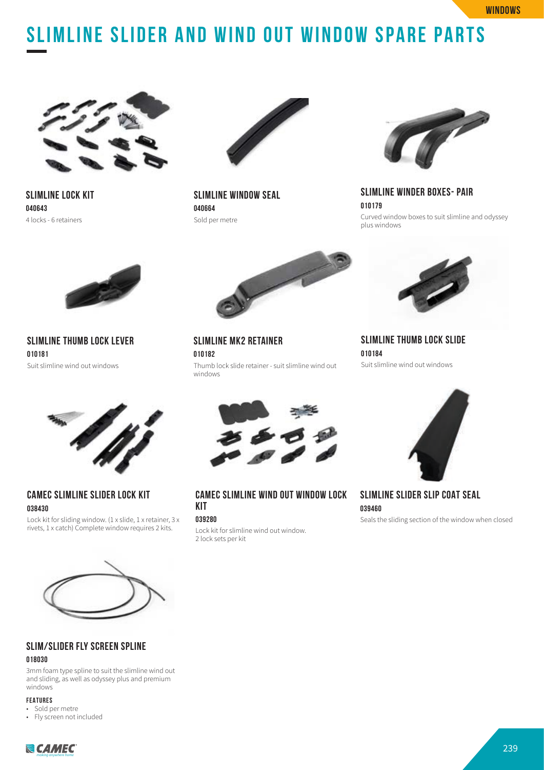# SLIMLINE SLIDER AND WIND OUT WINDOW SPARE PARTS

### SLIMLINE LOCK KIT

**040643**

4 locks - 6 retainers

### SLIMLINE WINDOW SEAL

**040664**

Sold per metre

### SLIMLINE WINDER BOXES- PAIR

**010179**

Curved window boxes to suit slimline and odyssey plus windows

### SLIMLINE THUMB LOCK LEVER

**010181**

Suit slimline wind out windows

### SLIMLINE MK2 RETAINER

**010182**

Thumb lock slide retainer - suit slimline wind out windows

### SLIMLINE THUMB LOCK SLIDE

**010184**

Suit slimline wind out windows

### CAMEC SLIMLINE SLIDER LOCK KIT

**038430**

Lock kit for sliding window. (1 x slide, 1 x retainer, 3 x rivets, 1 x catch) Complete window requires 2 kits.

### CAMEC SLIMLINE WIND OUT WINDOW LOCK KIT

**039280**

Lock kit for slimline wind out window.
2 lock sets per kit

### SLIMLINE SLIDER SLIP COAT SEAL

**039460**

Seals the sliding section of the window when closed

### SLIM/SLIDER FLY SCREEN SPLINE

**018030**

3mm foam type spline to suit the slimline wind out and sliding, as well as odyssey plus and premium windows

**FEATURES**

- Sold per metre
- Fly screen not included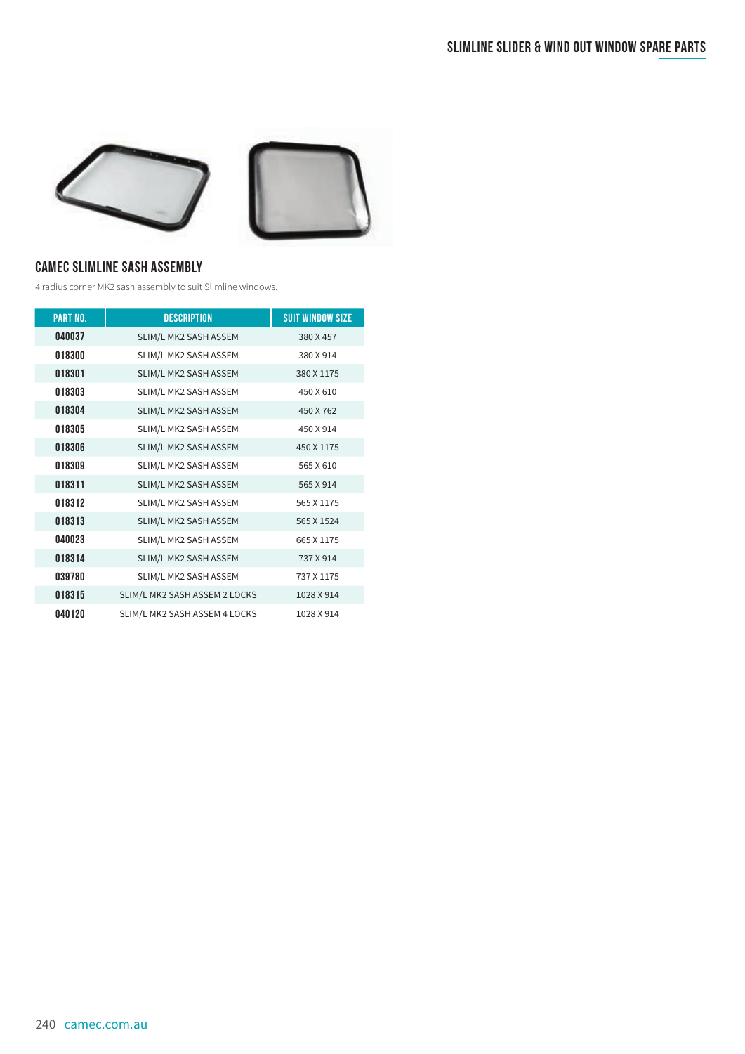## CAMEC SLIMLINE SASH ASSEMBLY

4 radius corner MK2 sash assembly to suit Slimline windows.

| PART NO. | DESCRIPTION | SUIT WINDOW SIZE |
|---|---|---|
| 040037 | SLIM/L MK2 SASH ASSEM | 380 X 457 |
| 018300 | SLIM/L MK2 SASH ASSEM | 380 X 914 |
| 018301 | SLIM/L MK2 SASH ASSEM | 380 X 1175 |
| 018303 | SLIM/L MK2 SASH ASSEM | 450 X 610 |
| 018304 | SLIM/L MK2 SASH ASSEM | 450 X 762 |
| 018305 | SLIM/L MK2 SASH ASSEM | 450 X 914 |
| 018306 | SLIM/L MK2 SASH ASSEM | 450 X 1175 |
| 018309 | SLIM/L MK2 SASH ASSEM | 565 X 610 |
| 018311 | SLIM/L MK2 SASH ASSEM | 565 X 914 |
| 018312 | SLIM/L MK2 SASH ASSEM | 565 X 1175 |
| 018313 | SLIM/L MK2 SASH ASSEM | 565 X 1524 |
| 040023 | SLIM/L MK2 SASH ASSEM | 665 X 1175 |
| 018314 | SLIM/L MK2 SASH ASSEM | 737 X 914 |
| 039780 | SLIM/L MK2 SASH ASSEM | 737 X 1175 |
| 018315 | SLIM/L MK2 SASH ASSEM 2 LOCKS | 1028 X 914 |
| 040120 | SLIM/L MK2 SASH ASSEM 4 LOCKS | 1028 X 914 |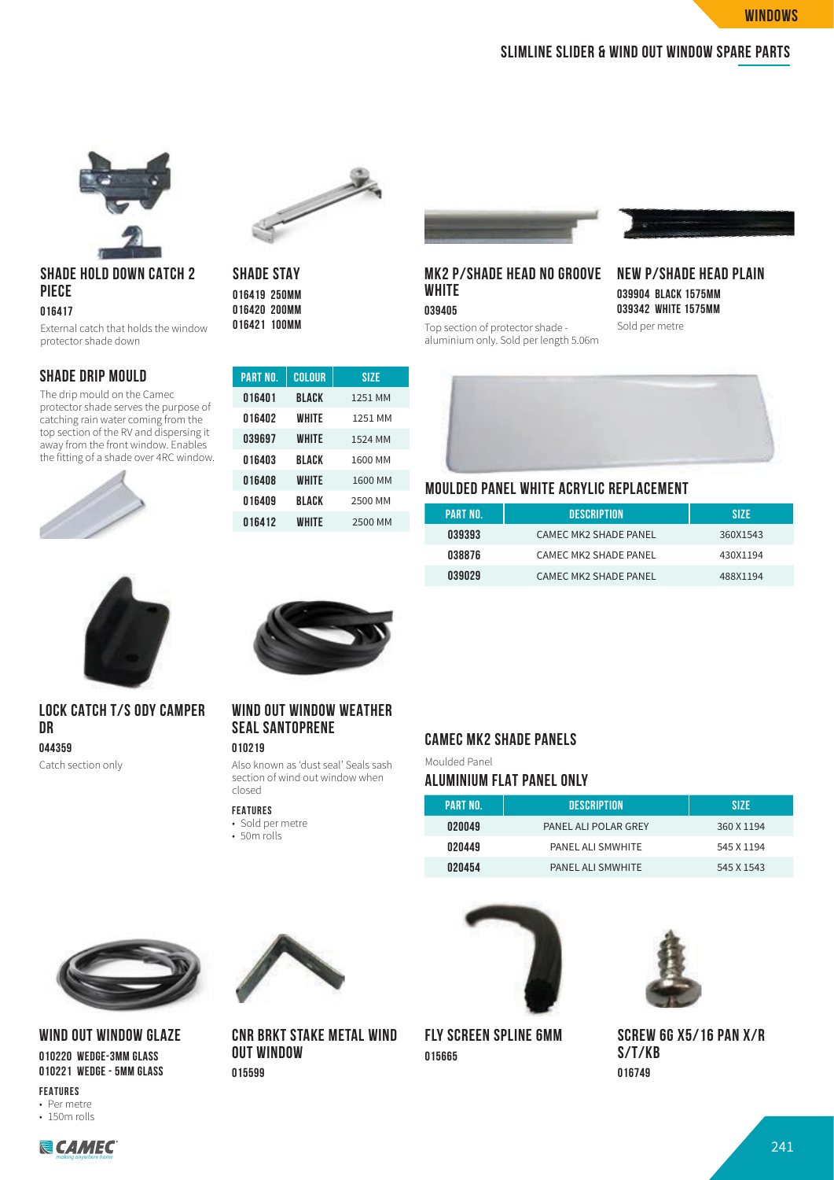## SLIMLINE SLIDER & WIND OUT WINDOW SPARE PARTS

### SHADE HOLD DOWN CATCH 2 PIECE

**016417**

External catch that holds the window protector shade down

### SHADE STAY

**016419 250MM**
**016420 200MM**
**016421 100MM**

### MK2 P/SHADE HEAD NO GROOVE WHITE

**039405**

Top section of protector shade - aluminium only. Sold per length 5.06m

### NEW P/SHADE HEAD PLAIN

**039904 BLACK 1575MM**
**039342 WHITE 1575MM**

Sold per metre

### SHADE DRIP MOULD

The drip mould on the Camec protector shade serves the purpose of catching rain water coming from the top section of the RV and dispersing it away from the front window. Enables the fitting of a shade over 4RC window.

| PART NO. | COLOUR | SIZE |
|---|---|---|
| 016401 | BLACK | 1251 MM |
| 016402 | WHITE | 1251 MM |
| 039697 | WHITE | 1524 MM |
| 016403 | BLACK | 1600 MM |
| 016408 | WHITE | 1600 MM |
| 016409 | BLACK | 2500 MM |
| 016412 | WHITE | 2500 MM |

### MOULDED PANEL WHITE ACRYLIC REPLACEMENT

| PART NO. | DESCRIPTION | SIZE |
|---|---|---|
| 039393 | CAMEC MK2 SHADE PANEL | 360X1543 |
| 038876 | CAMEC MK2 SHADE PANEL | 430X1194 |
| 039029 | CAMEC MK2 SHADE PANEL | 488X1194 |

### LOCK CATCH T/S ODY CAMPER DR

**044359**

Catch section only

### WIND OUT WINDOW WEATHER SEAL SANTOPRENE

**010219**

Also known as 'dust seal' Seals sash section of wind out window when closed

**FEATURES**

- Sold per metre
- 50m rolls

### CAMEC MK2 SHADE PANELS

Moulded Panel

### ALUMINIUM FLAT PANEL ONLY

| PART NO. | DESCRIPTION | SIZE |
|---|---|---|
| 020049 | PANEL ALI POLAR GREY | 360 X 1194 |
| 020449 | PANEL ALI SMWHITE | 545 X 1194 |
| 020454 | PANEL ALI SMWHITE | 545 X 1543 |

### WIND OUT WINDOW GLAZE

**010220 WEDGE-3MM GLASS**
**010221 WEDGE - 5MM GLASS**

**FEATURES**

- Per metre
- 150m rolls

### CNR BRKT STAKE METAL WIND OUT WINDOW

**015599**

### FLY SCREEN SPLINE 6MM

**015665**

### SCREW 6G X5/16 PAN X/R S/T/KB

**016749**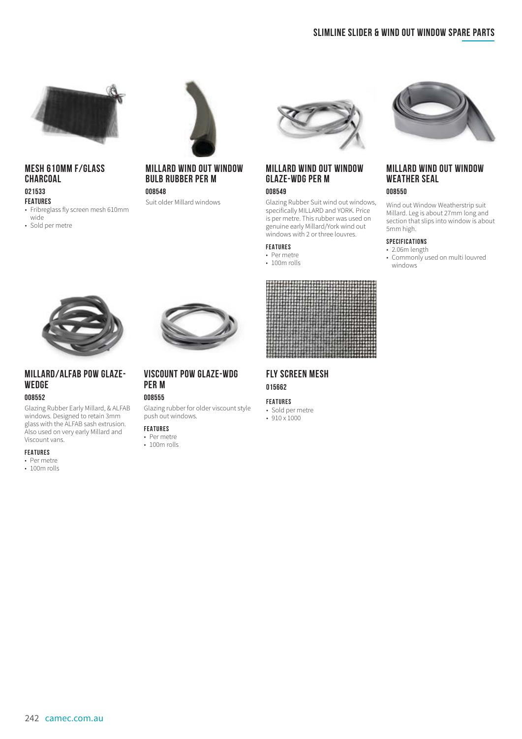# SLIMLINE SLIDER & WIND OUT WINDOW SPARE PARTS

## MESH 610MM F/GLASS CHARCOAL

**021533**

**FEATURES**

- Fribreglass fly screen mesh 610mm wide
- Sold per metre

## MILLARD WIND OUT WINDOW BULB RUBBER PER M

**008548**

Suit older Millard windows

## MILLARD WIND OUT WINDOW GLAZE-WDG PER M

**008549**

Glazing Rubber Suit wind out windows, specifically MILLARD and YORK. Price is per metre. This rubber was used on genuine early Millard/York wind out windows with 2 or three louvres.

**FEATURES**

- Per metre
- 100m rolls

## MILLARD WIND OUT WINDOW WEATHER SEAL

**008550**

Wind out Window Weatherstrip suit Millard. Leg is about 27mm long and section that slips into window is about 5mm high.

**SPECIFICATIONS**

- 2.06m length
- Commonly used on multi louvred windows

## MILLARD/ALFAB POW GLAZE-WEDGE

**008552**

Glazing Rubber Early Millard, & ALFAB windows. Designed to retain 3mm glass with the ALFAB sash extrusion. Also used on very early Millard and Viscount vans.

**FEATURES**

- Per metre
- 100m rolls

## VISCOUNT POW GLAZE-WDG PER M

**008555**

Glazing rubber for older viscount style push out windows.

**FEATURES**

- Per metre
- 100m rolls

## FLY SCREEN MESH

**015662**

**FEATURES**

- Sold per metre
- 910 x 1000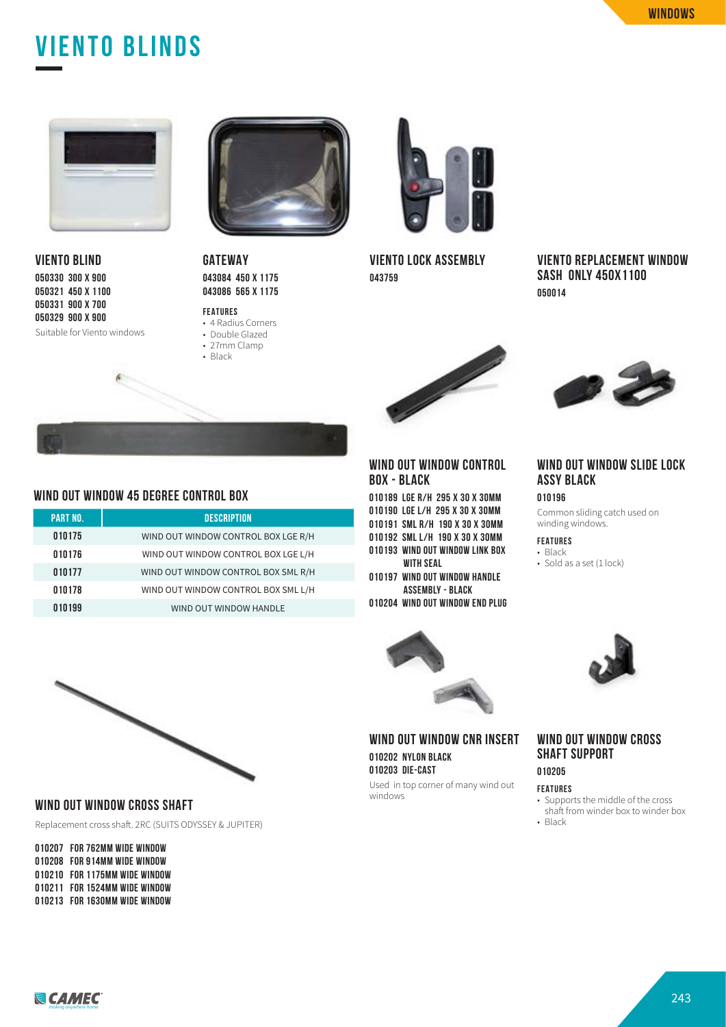# VIENTO BLINDS

### VIENTO BLIND

**050330 300 X 900**
**050321 450 X 1100**
**050331 900 X 700**
**050329 900 X 900**

Suitable for Viento windows

### GATEWAY

**043084 450 X 1175**
**043086 565 X 1175**

**FEATURES**

- 4 Radius Corners
- Double Glazed
- 27mm Clamp
- Black

### VIENTO LOCK ASSEMBLY

**043759**

### VIENTO REPLACEMENT WINDOW SASH ONLY 450X1100

**050014**

### WIND OUT WINDOW 45 DEGREE CONTROL BOX

| PART NO. | DESCRIPTION |
|---|---|
| 010175 | WIND OUT WINDOW CONTROL BOX LGE R/H |
| 010176 | WIND OUT WINDOW CONTROL BOX LGE L/H |
| 010177 | WIND OUT WINDOW CONTROL BOX SML R/H |
| 010178 | WIND OUT WINDOW CONTROL BOX SML L/H |
| 010199 | WIND OUT WINDOW HANDLE |

### WIND OUT WINDOW CONTROL BOX - BLACK

**010189 LGE R/H 295 X 30 X 30MM**
**010190 LGE L/H 295 X 30 X 30MM**
**010191 SML R/H 190 X 30 X 30MM**
**010192 SML L/H 190 X 30 X 30MM**
**010193 WIND OUT WINDOW LINK BOX WITH SEAL**
**010197 WIND OUT WINDOW HANDLE ASSEMBLY - BLACK**
**010204 WIND OUT WINDOW END PLUG**

### WIND OUT WINDOW SLIDE LOCK ASSY BLACK

**010196**

Common sliding catch used on winding windows.

**FEATURES**

- Black
- Sold as a set (1 lock)

### WIND OUT WINDOW CROSS SHAFT

Replacement cross shaft. 2RC (SUITS ODYSSEY & JUPITER)

**010207 FOR 762MM WIDE WINDOW**
**010208 FOR 914MM WIDE WINDOW**
**010210 FOR 1175MM WIDE WINDOW**
**010211 FOR 1524MM WIDE WINDOW**
**010213 FOR 1630MM WIDE WINDOW**

### WIND OUT WINDOW CNR INSERT

**010202 NYLON BLACK**
**010203 DIE-CAST**

Used in top corner of many wind out windows

### WIND OUT WINDOW CROSS SHAFT SUPPORT

**010205**

**FEATURES**

- Supports the middle of the cross shaft from winder box to winder box
- Black